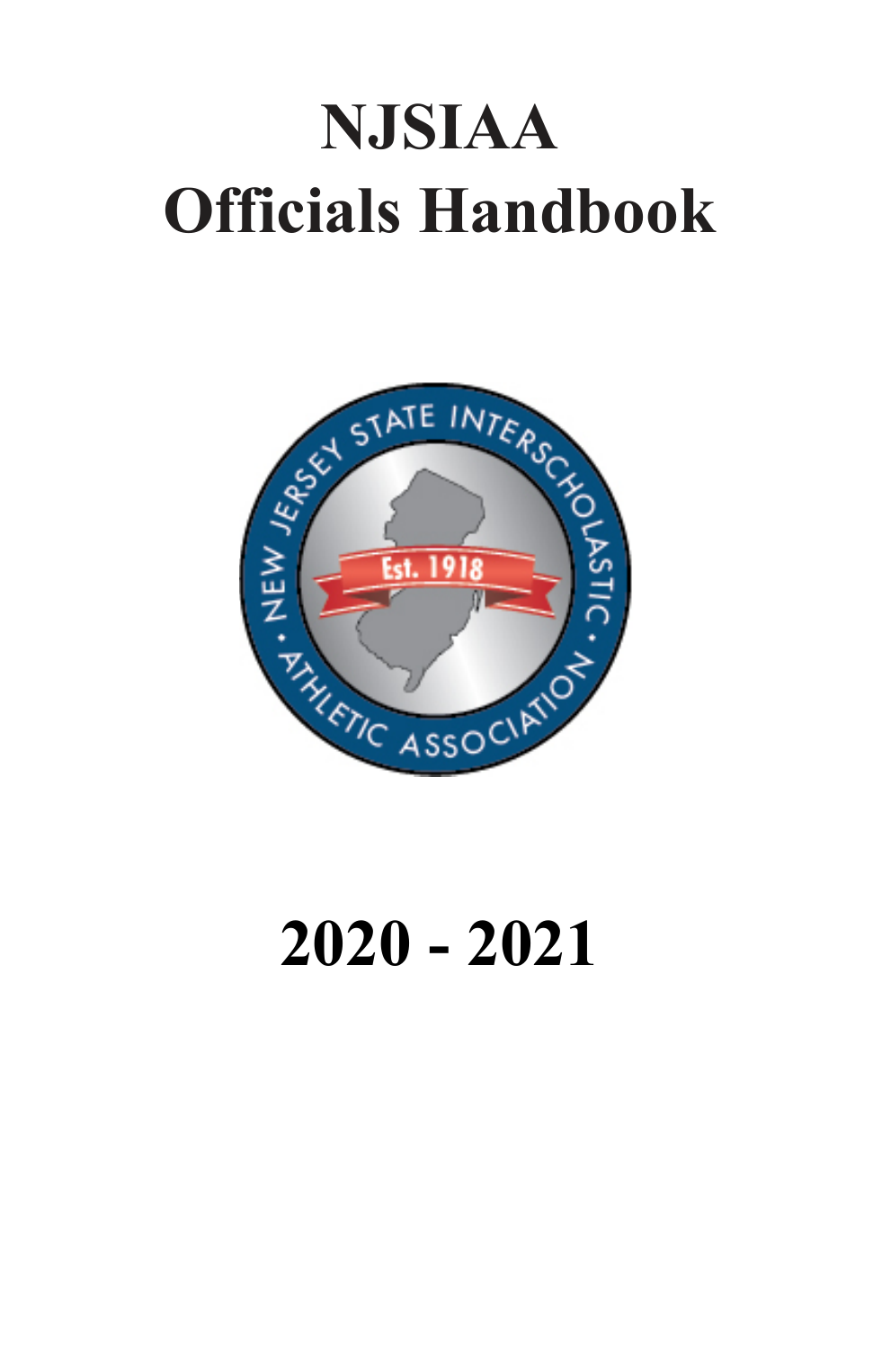# NJSIAA
# Officials Handbook

# 2020 - 2021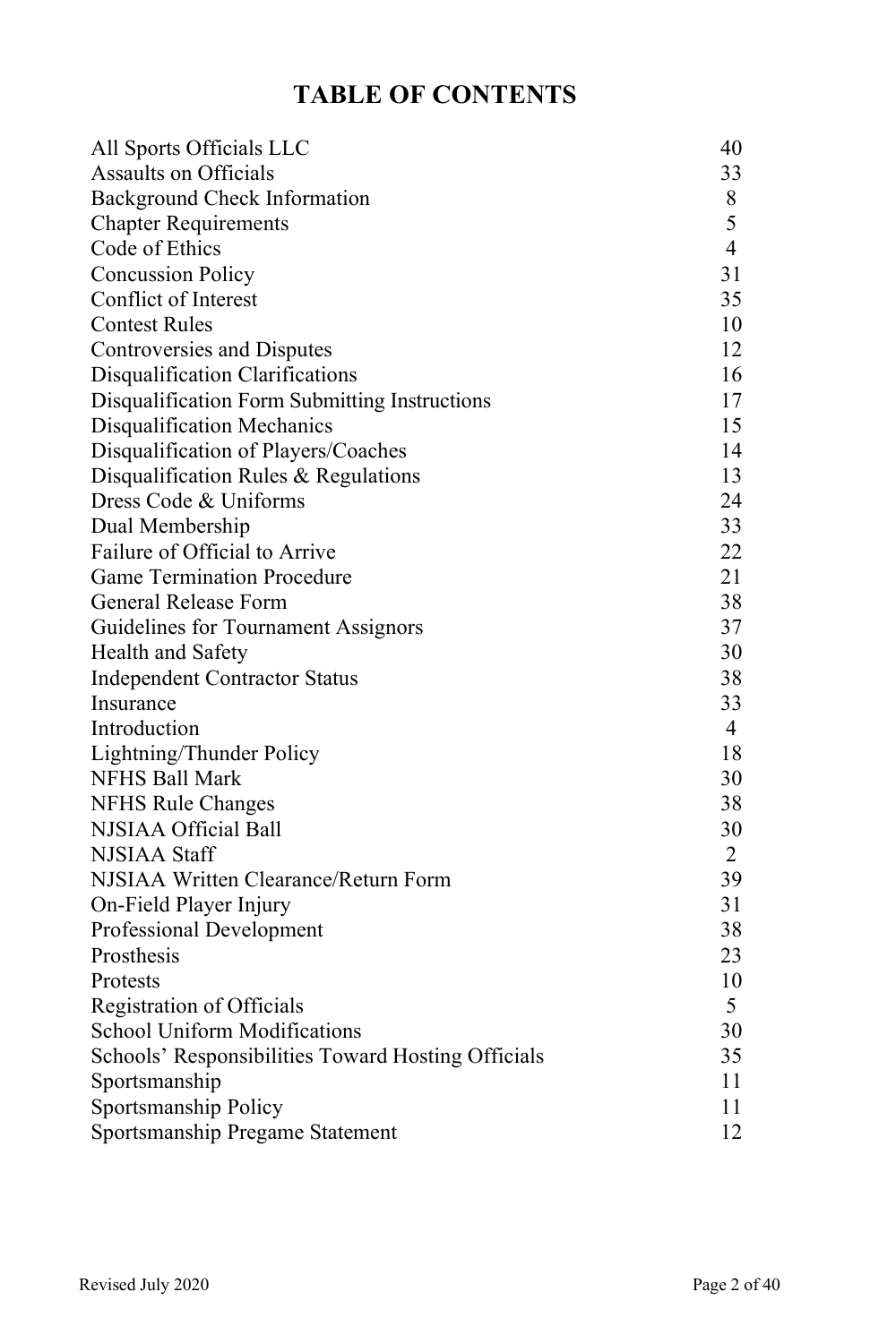# TABLE OF CONTENTS

| | |
|---|---|
| All Sports Officials LLC | 40 |
| Assaults on Officials | 33 |
| Background Check Information | 8 |
| Chapter Requirements | 5 |
| Code of Ethics | 4 |
| Concussion Policy | 31 |
| Conflict of Interest | 35 |
| Contest Rules | 10 |
| Controversies and Disputes | 12 |
| Disqualification Clarifications | 16 |
| Disqualification Form Submitting Instructions | 17 |
| Disqualification Mechanics | 15 |
| Disqualification of Players/Coaches | 14 |
| Disqualification Rules & Regulations | 13 |
| Dress Code & Uniforms | 24 |
| Dual Membership | 33 |
| Failure of Official to Arrive | 22 |
| Game Termination Procedure | 21 |
| General Release Form | 38 |
| Guidelines for Tournament Assignors | 37 |
| Health and Safety | 30 |
| Independent Contractor Status | 38 |
| Insurance | 33 |
| Introduction | 4 |
| Lightning/Thunder Policy | 18 |
| NFHS Ball Mark | 30 |
| NFHS Rule Changes | 38 |
| NJSIAA Official Ball | 30 |
| NJSIAA Staff | 2 |
| NJSIAA Written Clearance/Return Form | 39 |
| On-Field Player Injury | 31 |
| Professional Development | 38 |
| Prosthesis | 23 |
| Protests | 10 |
| Registration of Officials | 5 |
| School Uniform Modifications | 30 |
| Schools' Responsibilities Toward Hosting Officials | 35 |
| Sportsmanship | 11 |
| Sportsmanship Policy | 11 |
| Sportsmanship Pregame Statement | 12 |

Revised July 2020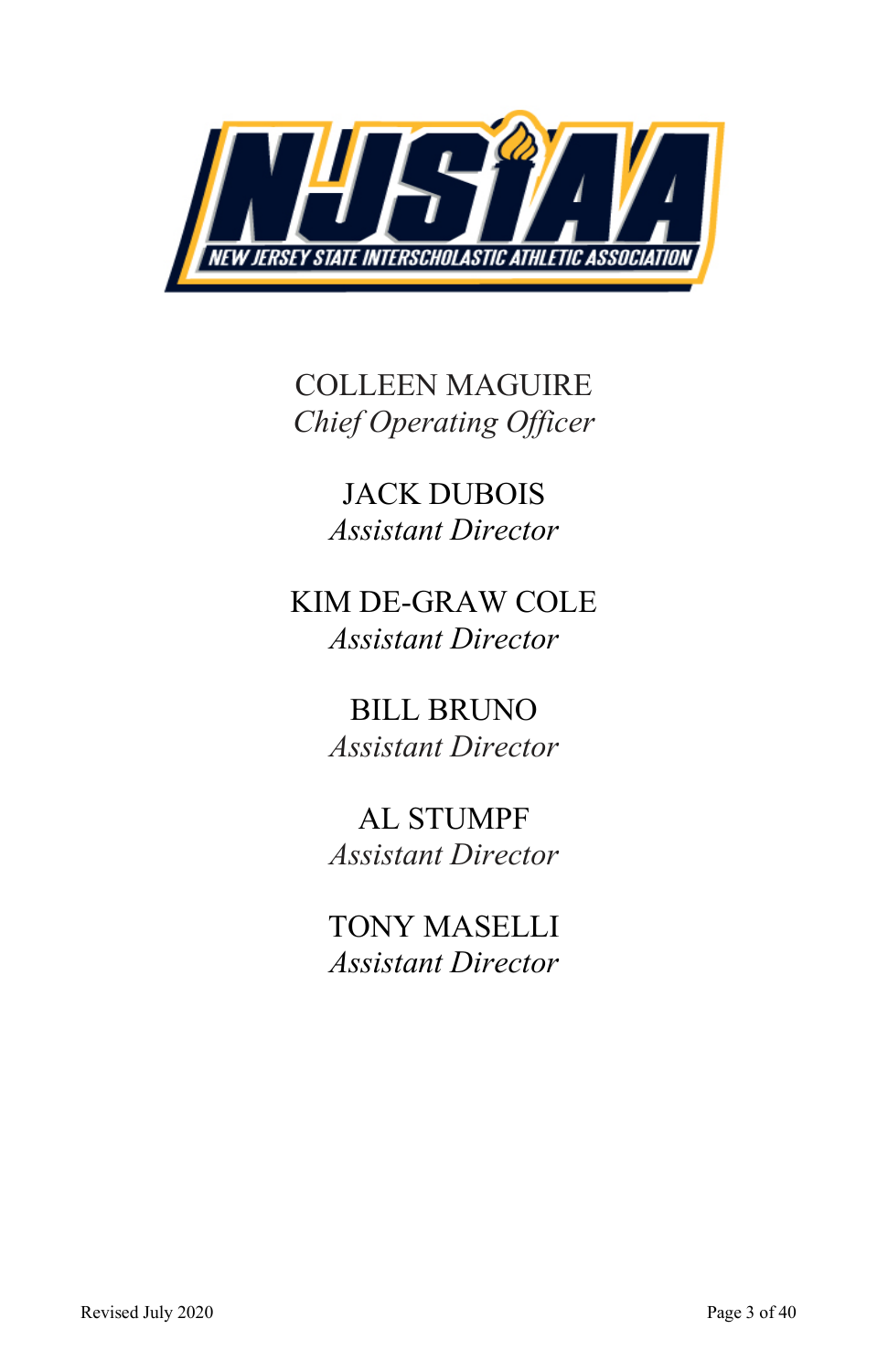COLLEEN MAGUIRE
*Chief Operating Officer*

JACK DUBOIS
*Assistant Director*

KIM DE-GRAW COLE
*Assistant Director*

BILL BRUNO
*Assistant Director*

AL STUMPF
*Assistant Director*

TONY MASELLI
*Assistant Director*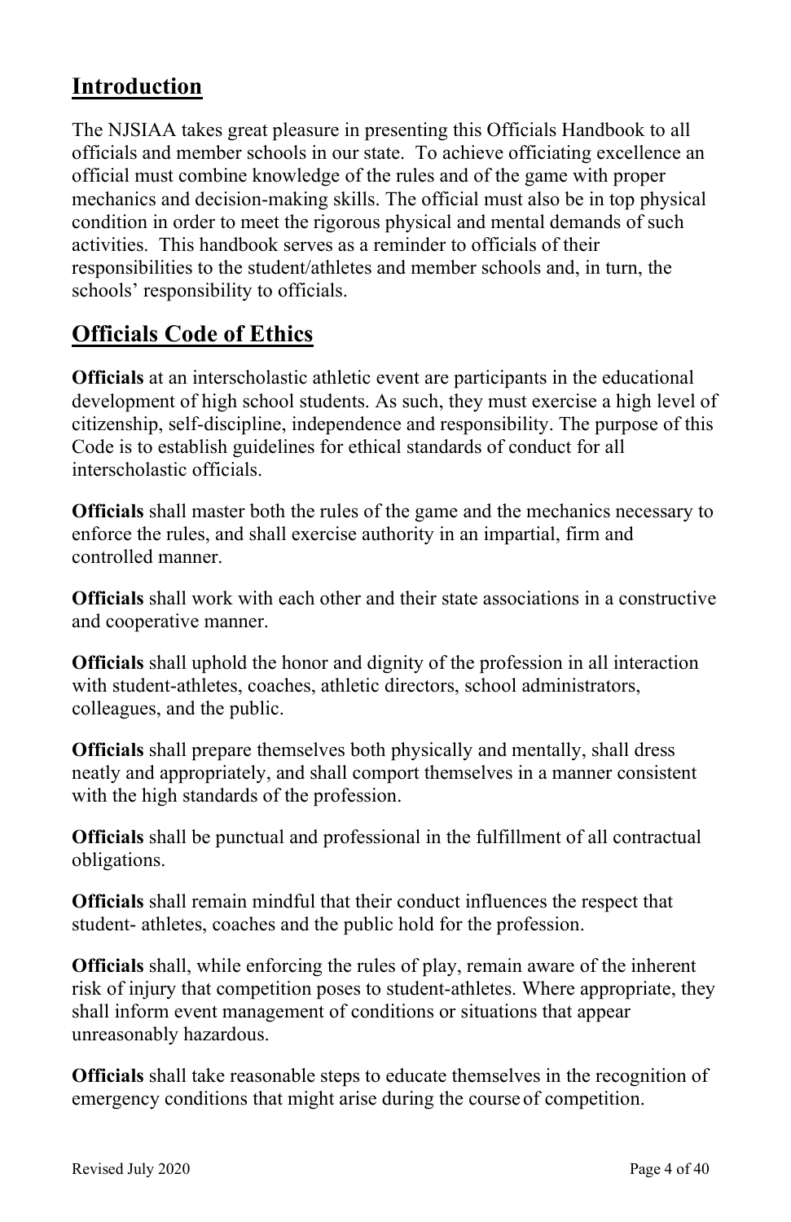## Introduction

The NJSIAA takes great pleasure in presenting this Officials Handbook to all officials and member schools in our state. To achieve officiating excellence an official must combine knowledge of the rules and of the game with proper mechanics and decision-making skills. The official must also be in top physical condition in order to meet the rigorous physical and mental demands of such activities. This handbook serves as a reminder to officials of their responsibilities to the student/athletes and member schools and, in turn, the schools' responsibility to officials.

## Officials Code of Ethics

**Officials** at an interscholastic athletic event are participants in the educational development of high school students. As such, they must exercise a high level of citizenship, self-discipline, independence and responsibility. The purpose of this Code is to establish guidelines for ethical standards of conduct for all interscholastic officials.

**Officials** shall master both the rules of the game and the mechanics necessary to enforce the rules, and shall exercise authority in an impartial, firm and controlled manner.

**Officials** shall work with each other and their state associations in a constructive and cooperative manner.

**Officials** shall uphold the honor and dignity of the profession in all interaction with student-athletes, coaches, athletic directors, school administrators, colleagues, and the public.

**Officials** shall prepare themselves both physically and mentally, shall dress neatly and appropriately, and shall comport themselves in a manner consistent with the high standards of the profession.

**Officials** shall be punctual and professional in the fulfillment of all contractual obligations.

**Officials** shall remain mindful that their conduct influences the respect that student- athletes, coaches and the public hold for the profession.

**Officials** shall, while enforcing the rules of play, remain aware of the inherent risk of injury that competition poses to student-athletes. Where appropriate, they shall inform event management of conditions or situations that appear unreasonably hazardous.

**Officials** shall take reasonable steps to educate themselves in the recognition of emergency conditions that might arise during the course of competition.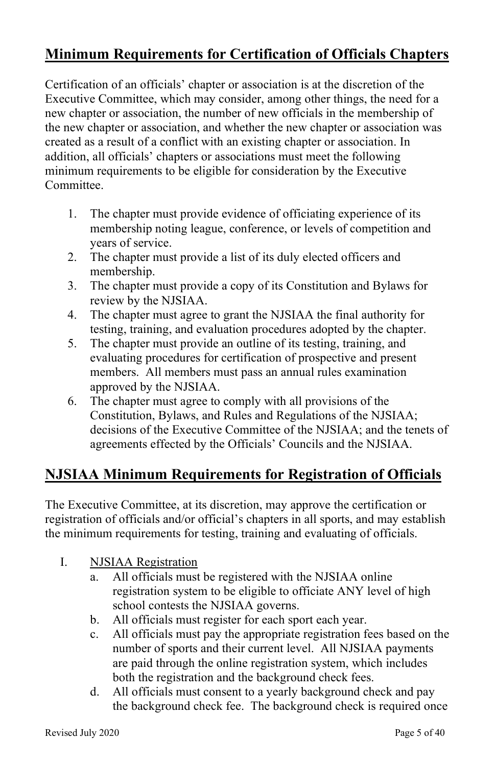## Minimum Requirements for Certification of Officials Chapters

Certification of an officials' chapter or association is at the discretion of the Executive Committee, which may consider, among other things, the need for a new chapter or association, the number of new officials in the membership of the new chapter or association, and whether the new chapter or association was created as a result of a conflict with an existing chapter or association. In addition, all officials' chapters or associations must meet the following minimum requirements to be eligible for consideration by the Executive Committee.

1. The chapter must provide evidence of officiating experience of its membership noting league, conference, or levels of competition and years of service.
2. The chapter must provide a list of its duly elected officers and membership.
3. The chapter must provide a copy of its Constitution and Bylaws for review by the NJSIAA.
4. The chapter must agree to grant the NJSIAA the final authority for testing, training, and evaluation procedures adopted by the chapter.
5. The chapter must provide an outline of its testing, training, and evaluating procedures for certification of prospective and present members. All members must pass an annual rules examination approved by the NJSIAA.
6. The chapter must agree to comply with all provisions of the Constitution, Bylaws, and Rules and Regulations of the NJSIAA; decisions of the Executive Committee of the NJSIAA; and the tenets of agreements effected by the Officials' Councils and the NJSIAA.

## NJSIAA Minimum Requirements for Registration of Officials

The Executive Committee, at its discretion, may approve the certification or registration of officials and/or official's chapters in all sports, and may establish the minimum requirements for testing, training and evaluating of officials.

I. <u>NJSIAA Registration</u>
   a. All officials must be registered with the NJSIAA online registration system to be eligible to officiate ANY level of high school contests the NJSIAA governs.
   b. All officials must register for each sport each year.
   c. All officials must pay the appropriate registration fees based on the number of sports and their current level. All NJSIAA payments are paid through the online registration system, which includes both the registration and the background check fees.
   d. All officials must consent to a yearly background check and pay the background check fee. The background check is required once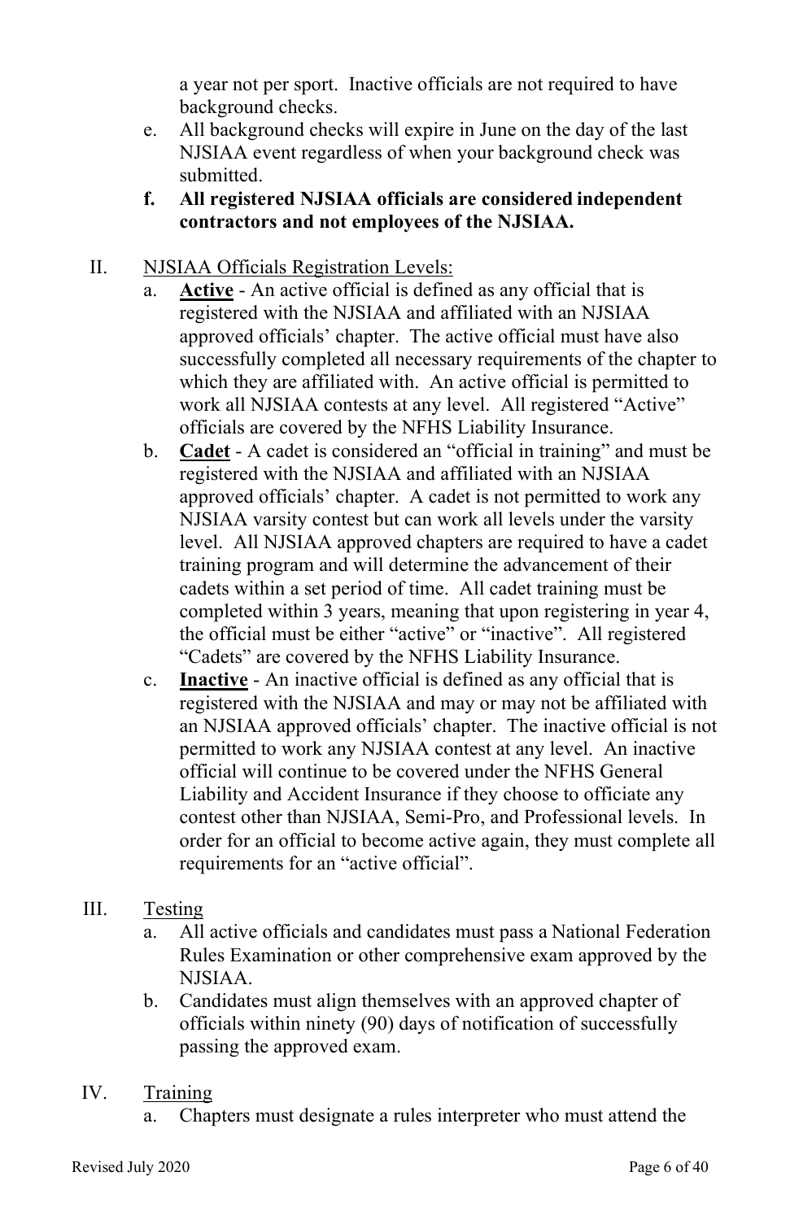a year not per sport. Inactive officials are not required to have background checks.

e. All background checks will expire in June on the day of the last NJSIAA event regardless of when your background check was submitted.

**f. All registered NJSIAA officials are considered independent contractors and not employees of the NJSIAA.**

II. NJSIAA Officials Registration Levels:

a. **Active** - An active official is defined as any official that is registered with the NJSIAA and affiliated with an NJSIAA approved officials' chapter. The active official must have also successfully completed all necessary requirements of the chapter to which they are affiliated with. An active official is permitted to work all NJSIAA contests at any level. All registered "Active" officials are covered by the NFHS Liability Insurance.

b. **Cadet** - A cadet is considered an "official in training" and must be registered with the NJSIAA and affiliated with an NJSIAA approved officials' chapter. A cadet is not permitted to work any NJSIAA varsity contest but can work all levels under the varsity level. All NJSIAA approved chapters are required to have a cadet training program and will determine the advancement of their cadets within a set period of time. All cadet training must be completed within 3 years, meaning that upon registering in year 4, the official must be either "active" or "inactive". All registered "Cadets" are covered by the NFHS Liability Insurance.

c. **Inactive** - An inactive official is defined as any official that is registered with the NJSIAA and may or may not be affiliated with an NJSIAA approved officials' chapter. The inactive official is not permitted to work any NJSIAA contest at any level. An inactive official will continue to be covered under the NFHS General Liability and Accident Insurance if they choose to officiate any contest other than NJSIAA, Semi-Pro, and Professional levels. In order for an official to become active again, they must complete all requirements for an "active official".

III. Testing

a. All active officials and candidates must pass a National Federation Rules Examination or other comprehensive exam approved by the NJSIAA.

b. Candidates must align themselves with an approved chapter of officials within ninety (90) days of notification of successfully passing the approved exam.

IV. Training

a. Chapters must designate a rules interpreter who must attend the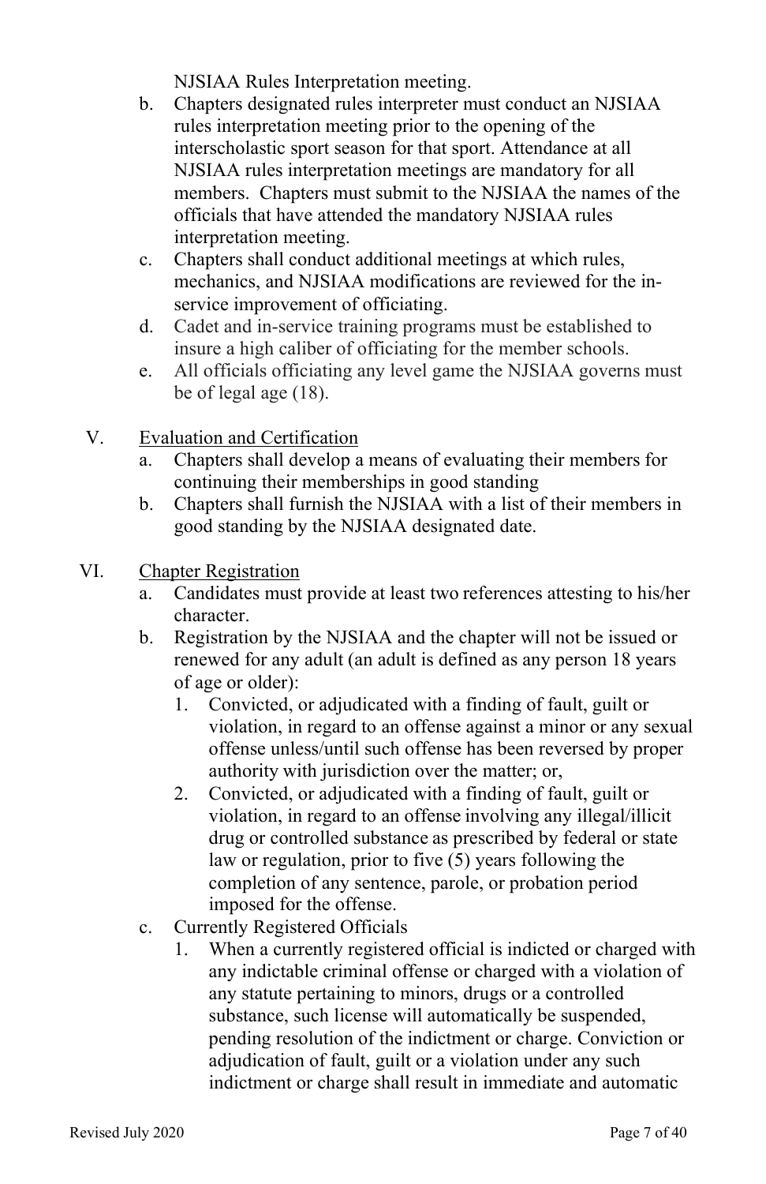NJSIAA Rules Interpretation meeting.

b. Chapters designated rules interpreter must conduct an NJSIAA rules interpretation meeting prior to the opening of the interscholastic sport season for that sport. Attendance at all NJSIAA rules interpretation meetings are mandatory for all members. Chapters must submit to the NJSIAA the names of the officials that have attended the mandatory NJSIAA rules interpretation meeting.
c. Chapters shall conduct additional meetings at which rules, mechanics, and NJSIAA modifications are reviewed for the in-service improvement of officiating.
d. Cadet and in-service training programs must be established to insure a high caliber of officiating for the member schools.
e. All officials officiating any level game the NJSIAA governs must be of legal age (18).

V. <u>Evaluation and Certification</u>

a. Chapters shall develop a means of evaluating their members for continuing their memberships in good standing
b. Chapters shall furnish the NJSIAA with a list of their members in good standing by the NJSIAA designated date.

VI. <u>Chapter Registration</u>

a. Candidates must provide at least two references attesting to his/her character.
b. Registration by the NJSIAA and the chapter will not be issued or renewed for any adult (an adult is defined as any person 18 years of age or older):
    1. Convicted, or adjudicated with a finding of fault, guilt or violation, in regard to an offense against a minor or any sexual offense unless/until such offense has been reversed by proper authority with jurisdiction over the matter; or,
    2. Convicted, or adjudicated with a finding of fault, guilt or violation, in regard to an offense involving any illegal/illicit drug or controlled substance as prescribed by federal or state law or regulation, prior to five (5) years following the completion of any sentence, parole, or probation period imposed for the offense.
c. Currently Registered Officials
    1. When a currently registered official is indicted or charged with any indictable criminal offense or charged with a violation of any statute pertaining to minors, drugs or a controlled substance, such license will automatically be suspended, pending resolution of the indictment or charge. Conviction or adjudication of fault, guilt or a violation under any such indictment or charge shall result in immediate and automatic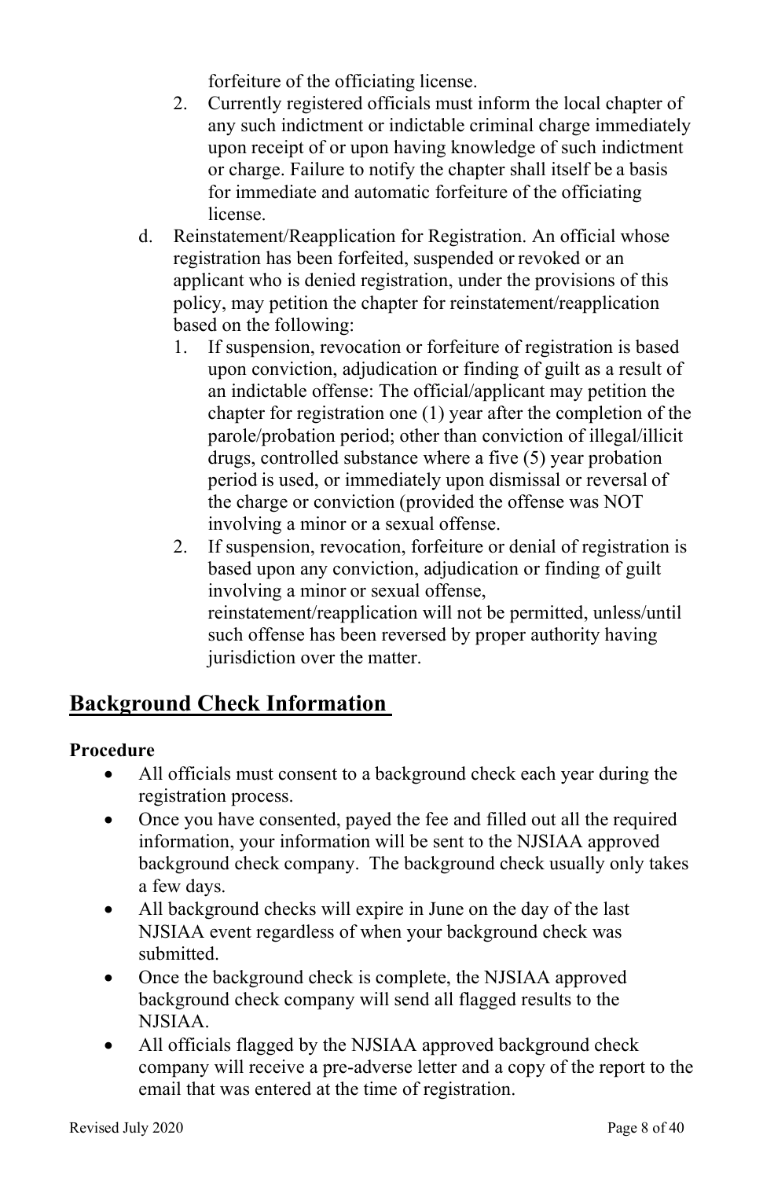forfeiture of the officiating license.

2. Currently registered officials must inform the local chapter of any such indictment or indictable criminal charge immediately upon receipt of or upon having knowledge of such indictment or charge. Failure to notify the chapter shall itself be a basis for immediate and automatic forfeiture of the officiating license.

d. Reinstatement/Reapplication for Registration. An official whose registration has been forfeited, suspended or revoked or an applicant who is denied registration, under the provisions of this policy, may petition the chapter for reinstatement/reapplication based on the following:

   1. If suspension, revocation or forfeiture of registration is based upon conviction, adjudication or finding of guilt as a result of an indictable offense: The official/applicant may petition the chapter for registration one (1) year after the completion of the parole/probation period; other than conviction of illegal/illicit drugs, controlled substance where a five (5) year probation period is used, or immediately upon dismissal or reversal of the charge or conviction (provided the offense was NOT involving a minor or a sexual offense.
   2. If suspension, revocation, forfeiture or denial of registration is based upon any conviction, adjudication or finding of guilt involving a minor or sexual offense, reinstatement/reapplication will not be permitted, unless/until such offense has been reversed by proper authority having jurisdiction over the matter.

## Background Check Information

**Procedure**

- All officials must consent to a background check each year during the registration process.
- Once you have consented, payed the fee and filled out all the required information, your information will be sent to the NJSIAA approved background check company. The background check usually only takes a few days.
- All background checks will expire in June on the day of the last NJSIAA event regardless of when your background check was submitted.
- Once the background check is complete, the NJSIAA approved background check company will send all flagged results to the NJSIAA.
- All officials flagged by the NJSIAA approved background check company will receive a pre-adverse letter and a copy of the report to the email that was entered at the time of registration.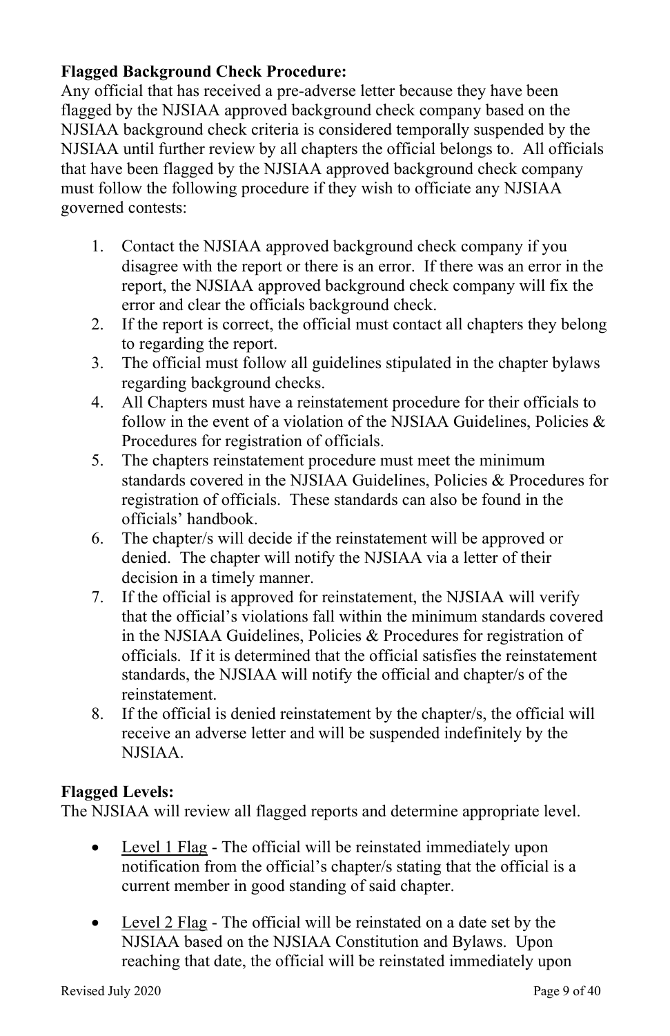**Flagged Background Check Procedure:**
Any official that has received a pre-adverse letter because they have been flagged by the NJSIAA approved background check company based on the NJSIAA background check criteria is considered temporally suspended by the NJSIAA until further review by all chapters the official belongs to. All officials that have been flagged by the NJSIAA approved background check company must follow the following procedure if they wish to officiate any NJSIAA governed contests:

1. Contact the NJSIAA approved background check company if you disagree with the report or there is an error. If there was an error in the report, the NJSIAA approved background check company will fix the error and clear the officials background check.
2. If the report is correct, the official must contact all chapters they belong to regarding the report.
3. The official must follow all guidelines stipulated in the chapter bylaws regarding background checks.
4. All Chapters must have a reinstatement procedure for their officials to follow in the event of a violation of the NJSIAA Guidelines, Policies & Procedures for registration of officials.
5. The chapters reinstatement procedure must meet the minimum standards covered in the NJSIAA Guidelines, Policies & Procedures for registration of officials. These standards can also be found in the officials' handbook.
6. The chapter/s will decide if the reinstatement will be approved or denied. The chapter will notify the NJSIAA via a letter of their decision in a timely manner.
7. If the official is approved for reinstatement, the NJSIAA will verify that the official's violations fall within the minimum standards covered in the NJSIAA Guidelines, Policies & Procedures for registration of officials. If it is determined that the official satisfies the reinstatement standards, the NJSIAA will notify the official and chapter/s of the reinstatement.
8. If the official is denied reinstatement by the chapter/s, the official will receive an adverse letter and will be suspended indefinitely by the NJSIAA.

**Flagged Levels:**
The NJSIAA will review all flagged reports and determine appropriate level.

- Level 1 Flag - The official will be reinstated immediately upon notification from the official's chapter/s stating that the official is a current member in good standing of said chapter.

- Level 2 Flag - The official will be reinstated on a date set by the NJSIAA based on the NJSIAA Constitution and Bylaws. Upon reaching that date, the official will be reinstated immediately upon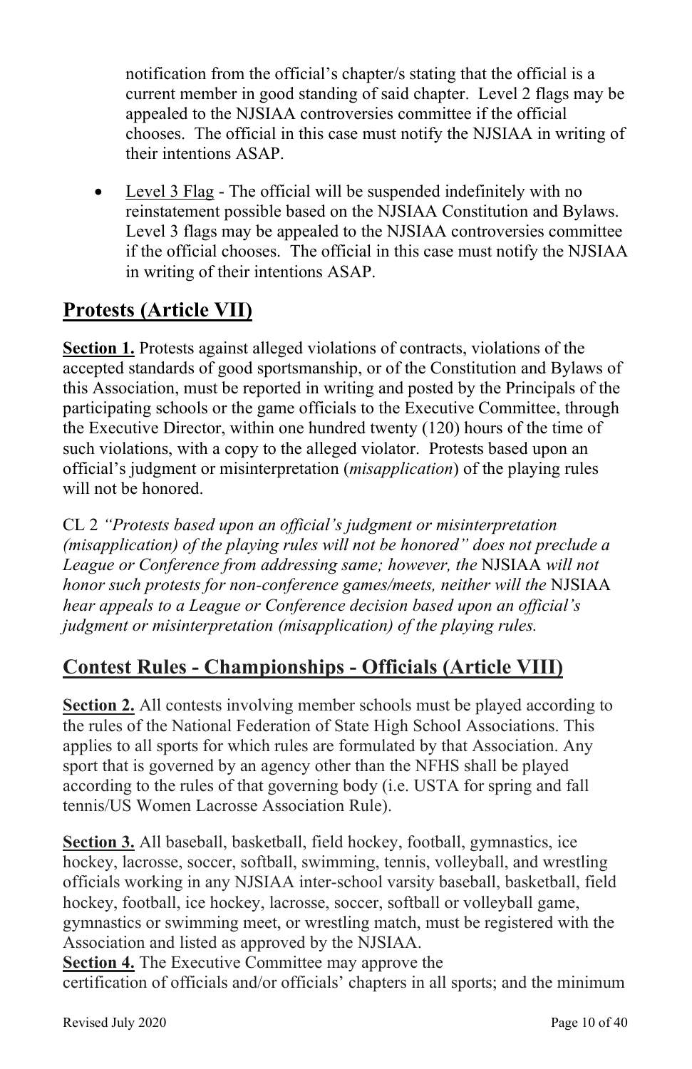notification from the official's chapter/s stating that the official is a current member in good standing of said chapter. Level 2 flags may be appealed to the NJSIAA controversies committee if the official chooses. The official in this case must notify the NJSIAA in writing of their intentions ASAP.

- Level 3 Flag - The official will be suspended indefinitely with no reinstatement possible based on the NJSIAA Constitution and Bylaws. Level 3 flags may be appealed to the NJSIAA controversies committee if the official chooses. The official in this case must notify the NJSIAA in writing of their intentions ASAP.

## Protests (Article VII)

**Section 1.** Protests against alleged violations of contracts, violations of the accepted standards of good sportsmanship, or of the Constitution and Bylaws of this Association, must be reported in writing and posted by the Principals of the participating schools or the game officials to the Executive Committee, through the Executive Director, within one hundred twenty (120) hours of the time of such violations, with a copy to the alleged violator. Protests based upon an official's judgment or misinterpretation (*misapplication*) of the playing rules will not be honored.

CL 2 *"Protests based upon an official's judgment or misinterpretation (misapplication) of the playing rules will not be honored" does not preclude a League or Conference from addressing same; however, the* NJSIAA *will not honor such protests for non-conference games/meets, neither will the* NJSIAA *hear appeals to a League or Conference decision based upon an official's judgment or misinterpretation (misapplication) of the playing rules.*

## Contest Rules - Championships - Officials (Article VIII)

**Section 2.** All contests involving member schools must be played according to the rules of the National Federation of State High School Associations. This applies to all sports for which rules are formulated by that Association. Any sport that is governed by an agency other than the NFHS shall be played according to the rules of that governing body (i.e. USTA for spring and fall tennis/US Women Lacrosse Association Rule).

**Section 3.** All baseball, basketball, field hockey, football, gymnastics, ice hockey, lacrosse, soccer, softball, swimming, tennis, volleyball, and wrestling officials working in any NJSIAA inter-school varsity baseball, basketball, field hockey, football, ice hockey, lacrosse, soccer, softball or volleyball game, gymnastics or swimming meet, or wrestling match, must be registered with the Association and listed as approved by the NJSIAA.

**Section 4.** The Executive Committee may approve the certification of officials and/or officials' chapters in all sports; and the minimum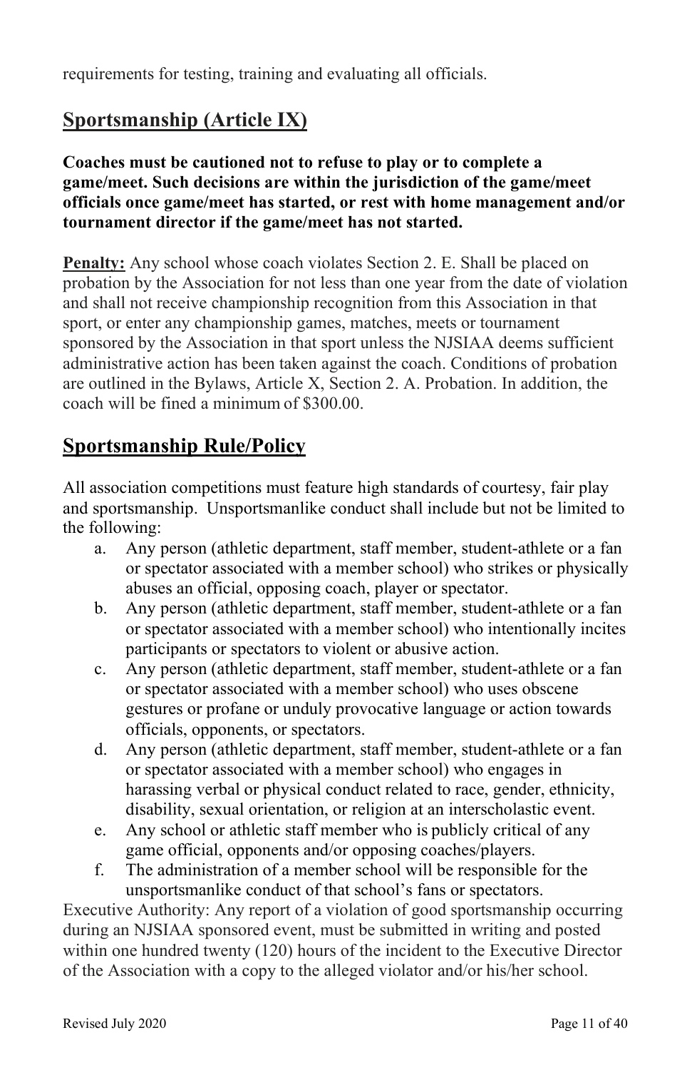requirements for testing, training and evaluating all officials.

## Sportsmanship (Article IX)

**Coaches must be cautioned not to refuse to play or to complete a game/meet. Such decisions are within the jurisdiction of the game/meet officials once game/meet has started, or rest with home management and/or tournament director if the game/meet has not started.**

**Penalty:** Any school whose coach violates Section 2. E. Shall be placed on probation by the Association for not less than one year from the date of violation and shall not receive championship recognition from this Association in that sport, or enter any championship games, matches, meets or tournament sponsored by the Association in that sport unless the NJSIAA deems sufficient administrative action has been taken against the coach. Conditions of probation are outlined in the Bylaws, Article X, Section 2. A. Probation. In addition, the coach will be fined a minimum of $300.00.

## Sportsmanship Rule/Policy

All association competitions must feature high standards of courtesy, fair play and sportsmanship. Unsportsmanlike conduct shall include but not be limited to the following:

a. Any person (athletic department, staff member, student-athlete or a fan or spectator associated with a member school) who strikes or physically abuses an official, opposing coach, player or spectator.
b. Any person (athletic department, staff member, student-athlete or a fan or spectator associated with a member school) who intentionally incites participants or spectators to violent or abusive action.
c. Any person (athletic department, staff member, student-athlete or a fan or spectator associated with a member school) who uses obscene gestures or profane or unduly provocative language or action towards officials, opponents, or spectators.
d. Any person (athletic department, staff member, student-athlete or a fan or spectator associated with a member school) who engages in harassing verbal or physical conduct related to race, gender, ethnicity, disability, sexual orientation, or religion at an interscholastic event.
e. Any school or athletic staff member who is publicly critical of any game official, opponents and/or opposing coaches/players.
f. The administration of a member school will be responsible for the unsportsmanlike conduct of that school's fans or spectators.

Executive Authority: Any report of a violation of good sportsmanship occurring during an NJSIAA sponsored event, must be submitted in writing and posted within one hundred twenty (120) hours of the incident to the Executive Director of the Association with a copy to the alleged violator and/or his/her school.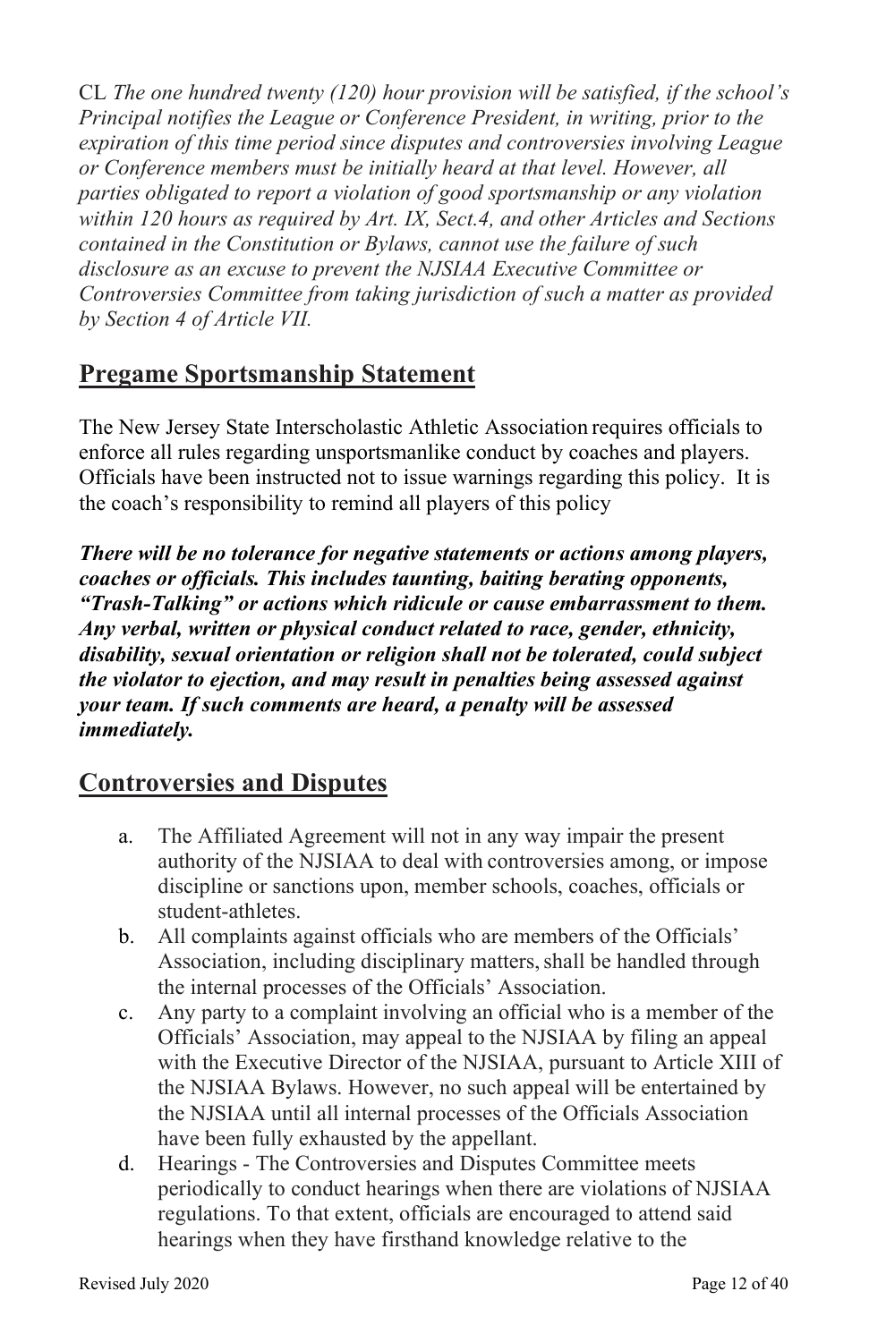CL *The one hundred twenty (120) hour provision will be satisfied, if the school's Principal notifies the League or Conference President, in writing, prior to the expiration of this time period since disputes and controversies involving League or Conference members must be initially heard at that level. However, all parties obligated to report a violation of good sportsmanship or any violation within 120 hours as required by Art. IX, Sect.4, and other Articles and Sections contained in the Constitution or Bylaws, cannot use the failure of such disclosure as an excuse to prevent the NJSIAA Executive Committee or Controversies Committee from taking jurisdiction of such a matter as provided by Section 4 of Article VII.*

## Pregame Sportsmanship Statement

The New Jersey State Interscholastic Athletic Association requires officials to enforce all rules regarding unsportsmanlike conduct by coaches and players. Officials have been instructed not to issue warnings regarding this policy. It is the coach's responsibility to remind all players of this policy

***There will be no tolerance for negative statements or actions among players, coaches or officials. This includes taunting, baiting berating opponents, "Trash-Talking" or actions which ridicule or cause embarrassment to them. Any verbal, written or physical conduct related to race, gender, ethnicity, disability, sexual orientation or religion shall not be tolerated, could subject the violator to ejection, and may result in penalties being assessed against your team. If such comments are heard, a penalty will be assessed immediately.***

## Controversies and Disputes

a. The Affiliated Agreement will not in any way impair the present authority of the NJSIAA to deal with controversies among, or impose discipline or sanctions upon, member schools, coaches, officials or student-athletes.
b. All complaints against officials who are members of the Officials' Association, including disciplinary matters, shall be handled through the internal processes of the Officials' Association.
c. Any party to a complaint involving an official who is a member of the Officials' Association, may appeal to the NJSIAA by filing an appeal with the Executive Director of the NJSIAA, pursuant to Article XIII of the NJSIAA Bylaws. However, no such appeal will be entertained by the NJSIAA until all internal processes of the Officials Association have been fully exhausted by the appellant.
d. Hearings - The Controversies and Disputes Committee meets periodically to conduct hearings when there are violations of NJSIAA regulations. To that extent, officials are encouraged to attend said hearings when they have firsthand knowledge relative to the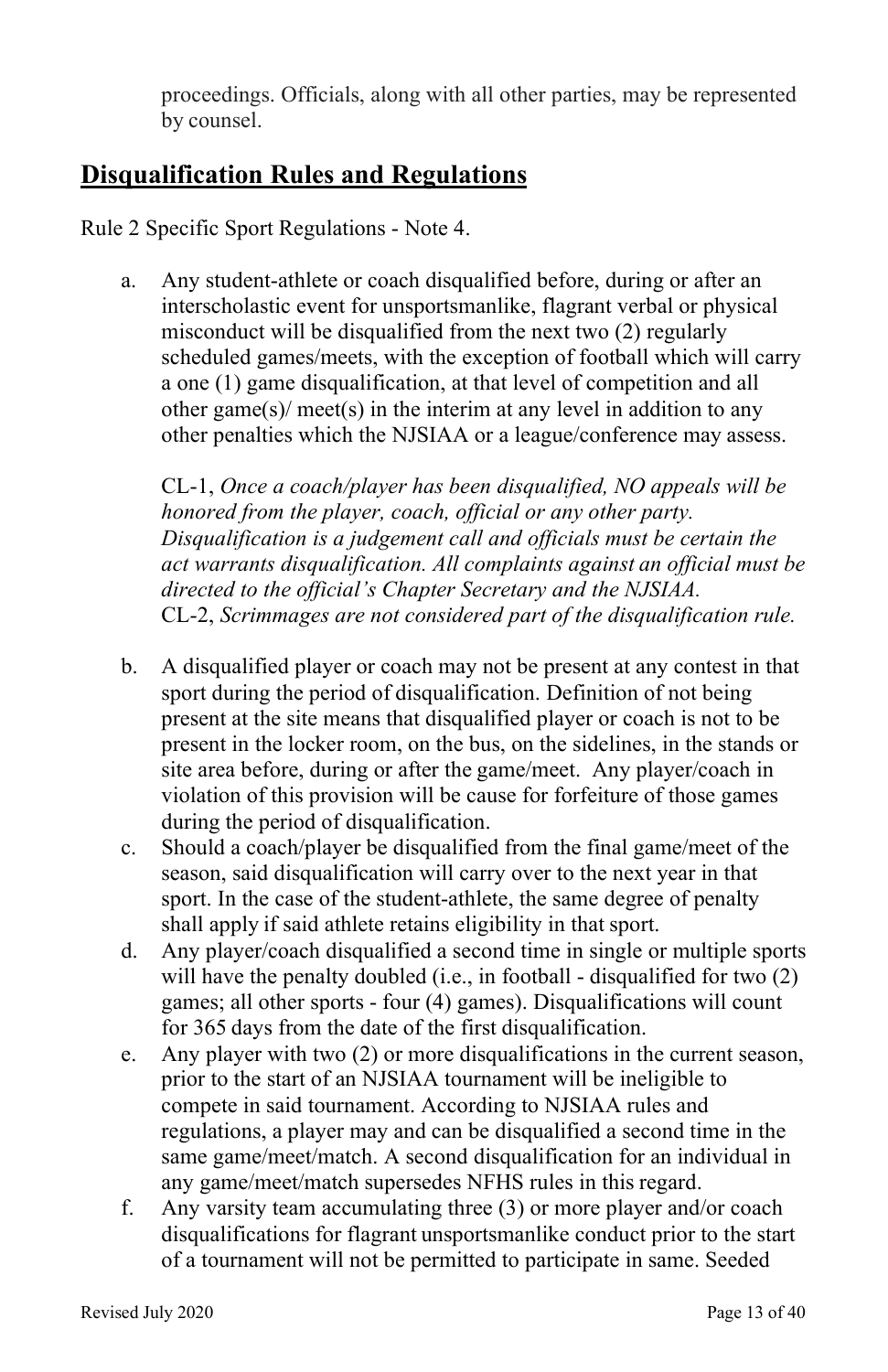proceedings. Officials, along with all other parties, may be represented by counsel.

## Disqualification Rules and Regulations

Rule 2 Specific Sport Regulations - Note 4.

a. Any student-athlete or coach disqualified before, during or after an interscholastic event for unsportsmanlike, flagrant verbal or physical misconduct will be disqualified from the next two (2) regularly scheduled games/meets, with the exception of football which will carry a one (1) game disqualification, at that level of competition and all other game(s)/ meet(s) in the interim at any level in addition to any other penalties which the NJSIAA or a league/conference may assess.

   CL-1, *Once a coach/player has been disqualified, NO appeals will be honored from the player, coach, official or any other party. Disqualification is a judgement call and officials must be certain the act warrants disqualification. All complaints against an official must be directed to the official's Chapter Secretary and the NJSIAA.*
   CL-2, *Scrimmages are not considered part of the disqualification rule.*

b. A disqualified player or coach may not be present at any contest in that sport during the period of disqualification. Definition of not being present at the site means that disqualified player or coach is not to be present in the locker room, on the bus, on the sidelines, in the stands or site area before, during or after the game/meet. Any player/coach in violation of this provision will be cause for forfeiture of those games during the period of disqualification.

c. Should a coach/player be disqualified from the final game/meet of the season, said disqualification will carry over to the next year in that sport. In the case of the student-athlete, the same degree of penalty shall apply if said athlete retains eligibility in that sport.

d. Any player/coach disqualified a second time in single or multiple sports will have the penalty doubled (i.e., in football - disqualified for two (2) games; all other sports - four (4) games). Disqualifications will count for 365 days from the date of the first disqualification.

e. Any player with two (2) or more disqualifications in the current season, prior to the start of an NJSIAA tournament will be ineligible to compete in said tournament. According to NJSIAA rules and regulations, a player may and can be disqualified a second time in the same game/meet/match. A second disqualification for an individual in any game/meet/match supersedes NFHS rules in this regard.

f. Any varsity team accumulating three (3) or more player and/or coach disqualifications for flagrant unsportsmanlike conduct prior to the start of a tournament will not be permitted to participate in same. Seeded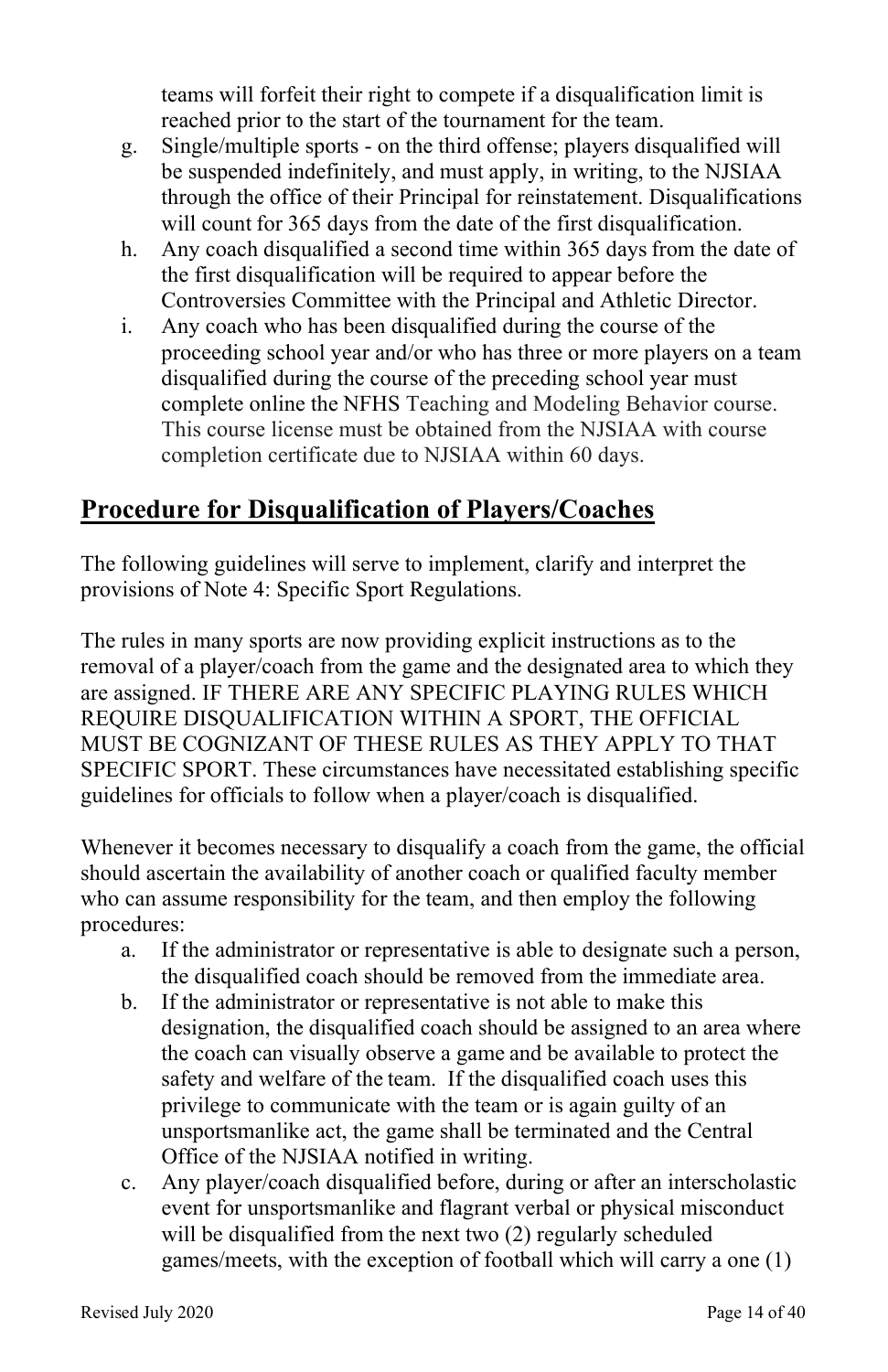teams will forfeit their right to compete if a disqualification limit is reached prior to the start of the tournament for the team.

g. Single/multiple sports - on the third offense; players disqualified will be suspended indefinitely, and must apply, in writing, to the NJSIAA through the office of their Principal for reinstatement. Disqualifications will count for 365 days from the date of the first disqualification.
h. Any coach disqualified a second time within 365 days from the date of the first disqualification will be required to appear before the Controversies Committee with the Principal and Athletic Director.
i. Any coach who has been disqualified during the course of the proceeding school year and/or who has three or more players on a team disqualified during the course of the preceding school year must complete online the NFHS Teaching and Modeling Behavior course. This course license must be obtained from the NJSIAA with course completion certificate due to NJSIAA within 60 days.

## **Procedure for Disqualification of Players/Coaches**

The following guidelines will serve to implement, clarify and interpret the provisions of Note 4: Specific Sport Regulations.

The rules in many sports are now providing explicit instructions as to the removal of a player/coach from the game and the designated area to which they are assigned. IF THERE ARE ANY SPECIFIC PLAYING RULES WHICH REQUIRE DISQUALIFICATION WITHIN A SPORT, THE OFFICIAL MUST BE COGNIZANT OF THESE RULES AS THEY APPLY TO THAT SPECIFIC SPORT. These circumstances have necessitated establishing specific guidelines for officials to follow when a player/coach is disqualified.

Whenever it becomes necessary to disqualify a coach from the game, the official should ascertain the availability of another coach or qualified faculty member who can assume responsibility for the team, and then employ the following procedures:

a. If the administrator or representative is able to designate such a person, the disqualified coach should be removed from the immediate area.
b. If the administrator or representative is not able to make this designation, the disqualified coach should be assigned to an area where the coach can visually observe a game and be available to protect the safety and welfare of the team. If the disqualified coach uses this privilege to communicate with the team or is again guilty of an unsportsmanlike act, the game shall be terminated and the Central Office of the NJSIAA notified in writing.
c. Any player/coach disqualified before, during or after an interscholastic event for unsportsmanlike and flagrant verbal or physical misconduct will be disqualified from the next two (2) regularly scheduled games/meets, with the exception of football which will carry a one (1)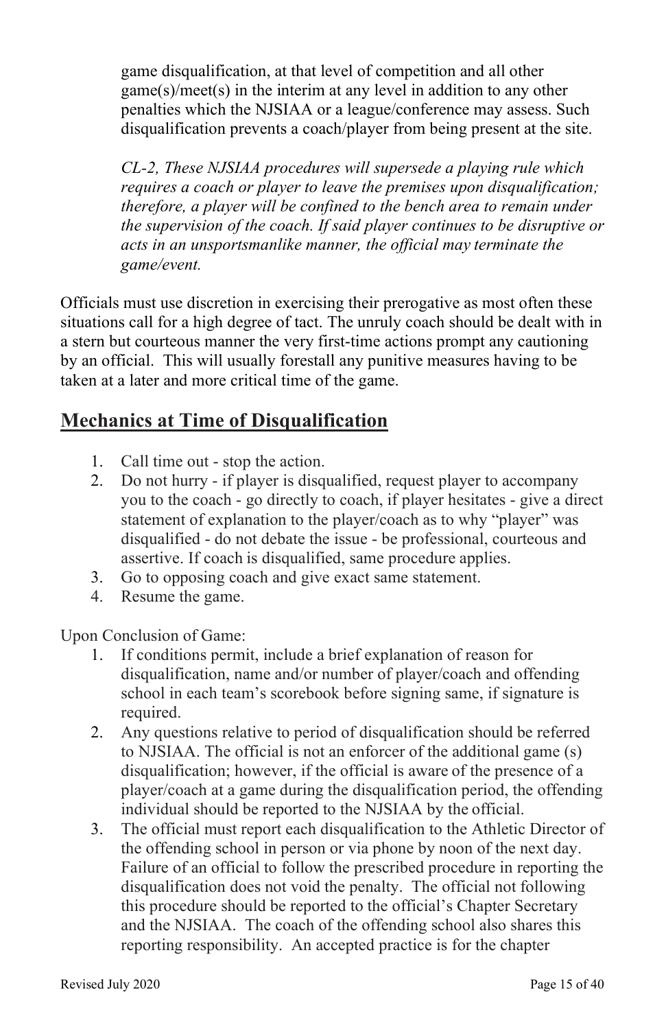game disqualification, at that level of competition and all other game(s)/meet(s) in the interim at any level in addition to any other penalties which the NJSIAA or a league/conference may assess. Such disqualification prevents a coach/player from being present at the site.

*CL-2, These NJSIAA procedures will supersede a playing rule which requires a coach or player to leave the premises upon disqualification; therefore, a player will be confined to the bench area to remain under the supervision of the coach. If said player continues to be disruptive or acts in an unsportsmanlike manner, the official may terminate the game/event.*

Officials must use discretion in exercising their prerogative as most often these situations call for a high degree of tact. The unruly coach should be dealt with in a stern but courteous manner the very first-time actions prompt any cautioning by an official. This will usually forestall any punitive measures having to be taken at a later and more critical time of the game.

## Mechanics at Time of Disqualification

1. Call time out - stop the action.
2. Do not hurry - if player is disqualified, request player to accompany you to the coach - go directly to coach, if player hesitates - give a direct statement of explanation to the player/coach as to why "player" was disqualified - do not debate the issue - be professional, courteous and assertive. If coach is disqualified, same procedure applies.
3. Go to opposing coach and give exact same statement.
4. Resume the game.

Upon Conclusion of Game:

1. If conditions permit, include a brief explanation of reason for disqualification, name and/or number of player/coach and offending school in each team's scorebook before signing same, if signature is required.
2. Any questions relative to period of disqualification should be referred to NJSIAA. The official is not an enforcer of the additional game (s) disqualification; however, if the official is aware of the presence of a player/coach at a game during the disqualification period, the offending individual should be reported to the NJSIAA by the official.
3. The official must report each disqualification to the Athletic Director of the offending school in person or via phone by noon of the next day. Failure of an official to follow the prescribed procedure in reporting the disqualification does not void the penalty. The official not following this procedure should be reported to the official's Chapter Secretary and the NJSIAA. The coach of the offending school also shares this reporting responsibility. An accepted practice is for the chapter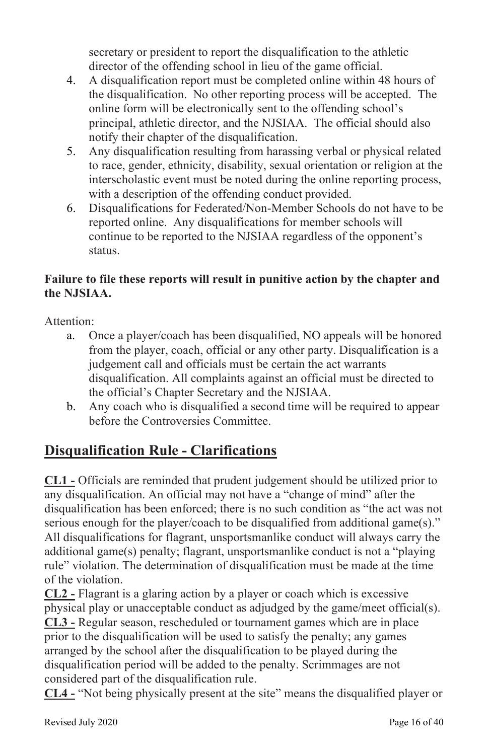secretary or president to report the disqualification to the athletic director of the offending school in lieu of the game official.

4. A disqualification report must be completed online within 48 hours of the disqualification. No other reporting process will be accepted. The online form will be electronically sent to the offending school's principal, athletic director, and the NJSIAA. The official should also notify their chapter of the disqualification.
5. Any disqualification resulting from harassing verbal or physical related to race, gender, ethnicity, disability, sexual orientation or religion at the interscholastic event must be noted during the online reporting process, with a description of the offending conduct provided.
6. Disqualifications for Federated/Non-Member Schools do not have to be reported online. Any disqualifications for member schools will continue to be reported to the NJSIAA regardless of the opponent's status.

**Failure to file these reports will result in punitive action by the chapter and the NJSIAA.**

Attention:

a. Once a player/coach has been disqualified, NO appeals will be honored from the player, coach, official or any other party. Disqualification is a judgement call and officials must be certain the act warrants disqualification. All complaints against an official must be directed to the official's Chapter Secretary and the NJSIAA.
b. Any coach who is disqualified a second time will be required to appear before the Controversies Committee.

## Disqualification Rule - Clarifications

**CL1 -** Officials are reminded that prudent judgement should be utilized prior to any disqualification. An official may not have a "change of mind" after the disqualification has been enforced; there is no such condition as "the act was not serious enough for the player/coach to be disqualified from additional game(s)." All disqualifications for flagrant, unsportsmanlike conduct will always carry the additional game(s) penalty; flagrant, unsportsmanlike conduct is not a "playing rule" violation. The determination of disqualification must be made at the time of the violation.

**CL2 -** Flagrant is a glaring action by a player or coach which is excessive physical play or unacceptable conduct as adjudged by the game/meet official(s).

**CL3 -** Regular season, rescheduled or tournament games which are in place prior to the disqualification will be used to satisfy the penalty; any games arranged by the school after the disqualification to be played during the disqualification period will be added to the penalty. Scrimmages are not considered part of the disqualification rule.

**CL4 -** "Not being physically present at the site" means the disqualified player or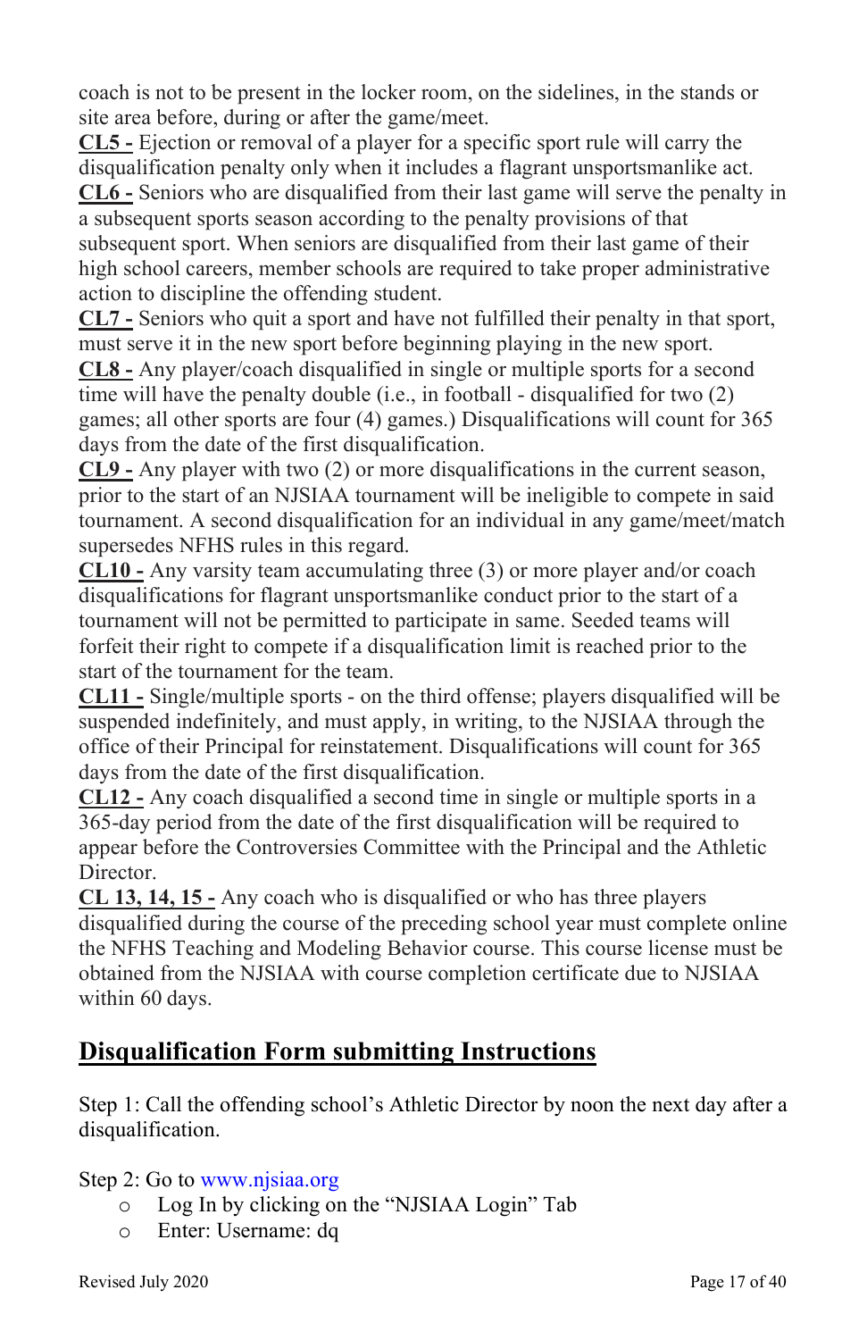coach is not to be present in the locker room, on the sidelines, in the stands or site area before, during or after the game/meet.

**CL5 -** Ejection or removal of a player for a specific sport rule will carry the disqualification penalty only when it includes a flagrant unsportsmanlike act.

**CL6 -** Seniors who are disqualified from their last game will serve the penalty in a subsequent sports season according to the penalty provisions of that subsequent sport. When seniors are disqualified from their last game of their high school careers, member schools are required to take proper administrative action to discipline the offending student.

**CL7 -** Seniors who quit a sport and have not fulfilled their penalty in that sport, must serve it in the new sport before beginning playing in the new sport.

**CL8 -** Any player/coach disqualified in single or multiple sports for a second time will have the penalty double (i.e., in football - disqualified for two (2) games; all other sports are four (4) games.) Disqualifications will count for 365 days from the date of the first disqualification.

**CL9 -** Any player with two (2) or more disqualifications in the current season, prior to the start of an NJSIAA tournament will be ineligible to compete in said tournament. A second disqualification for an individual in any game/meet/match supersedes NFHS rules in this regard.

**CL10 -** Any varsity team accumulating three (3) or more player and/or coach disqualifications for flagrant unsportsmanlike conduct prior to the start of a tournament will not be permitted to participate in same. Seeded teams will forfeit their right to compete if a disqualification limit is reached prior to the start of the tournament for the team.

**CL11 -** Single/multiple sports - on the third offense; players disqualified will be suspended indefinitely, and must apply, in writing, to the NJSIAA through the office of their Principal for reinstatement. Disqualifications will count for 365 days from the date of the first disqualification.

**CL12 -** Any coach disqualified a second time in single or multiple sports in a 365-day period from the date of the first disqualification will be required to appear before the Controversies Committee with the Principal and the Athletic Director.

**CL 13, 14, 15 -** Any coach who is disqualified or who has three players disqualified during the course of the preceding school year must complete online the NFHS Teaching and Modeling Behavior course. This course license must be obtained from the NJSIAA with course completion certificate due to NJSIAA within 60 days.

## Disqualification Form submitting Instructions

Step 1: Call the offending school's Athletic Director by noon the next day after a disqualification.

Step 2: Go to www.njsiaa.org

- Log In by clicking on the "NJSIAA Login" Tab
- Enter: Username: dq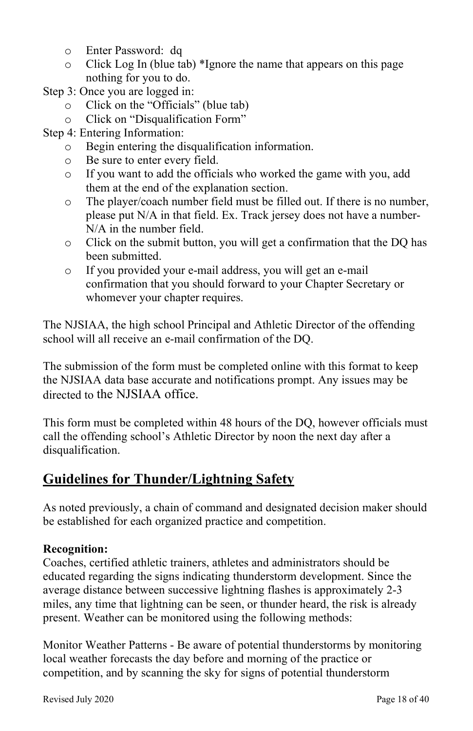- Enter Password: dq
  - Click Log In (blue tab) *Ignore the name that appears on this page nothing for you to do.

Step 3: Once you are logged in:

  - Click on the “Officials” (blue tab)
  - Click on “Disqualification Form”

Step 4: Entering Information:

  - Begin entering the disqualification information.
  - Be sure to enter every field.
  - If you want to add the officials who worked the game with you, add them at the end of the explanation section.
  - The player/coach number field must be filled out. If there is no number, please put N/A in that field. Ex. Track jersey does not have a number- N/A in the number field.
  - Click on the submit button, you will get a confirmation that the DQ has been submitted.
  - If you provided your e-mail address, you will get an e-mail confirmation that you should forward to your Chapter Secretary or whomever your chapter requires.

The NJSIAA, the high school Principal and Athletic Director of the offending school will all receive an e-mail confirmation of the DQ.

The submission of the form must be completed online with this format to keep the NJSIAA data base accurate and notifications prompt. Any issues may be directed to the NJSIAA office.

This form must be completed within 48 hours of the DQ, however officials must call the offending school’s Athletic Director by noon the next day after a disqualification.

## Guidelines for Thunder/Lightning Safety

As noted previously, a chain of command and designated decision maker should be established for each organized practice and competition.

**Recognition:**
Coaches, certified athletic trainers, athletes and administrators should be educated regarding the signs indicating thunderstorm development. Since the average distance between successive lightning flashes is approximately 2-3 miles, any time that lightning can be seen, or thunder heard, the risk is already present. Weather can be monitored using the following methods:

Monitor Weather Patterns - Be aware of potential thunderstorms by monitoring local weather forecasts the day before and morning of the practice or competition, and by scanning the sky for signs of potential thunderstorm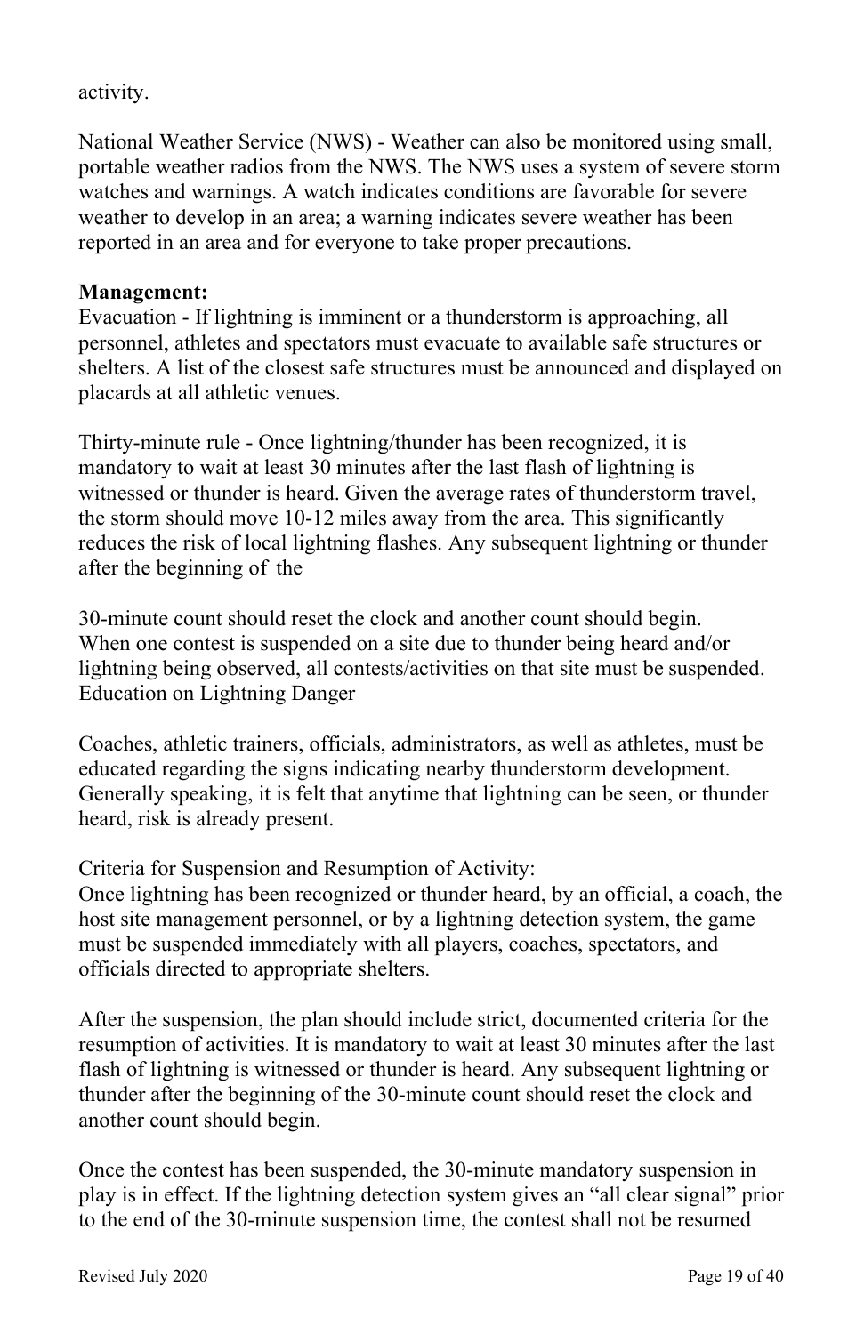activity.

National Weather Service (NWS) - Weather can also be monitored using small, portable weather radios from the NWS. The NWS uses a system of severe storm watches and warnings. A watch indicates conditions are favorable for severe weather to develop in an area; a warning indicates severe weather has been reported in an area and for everyone to take proper precautions.

**Management:**

Evacuation - If lightning is imminent or a thunderstorm is approaching, all personnel, athletes and spectators must evacuate to available safe structures or shelters. A list of the closest safe structures must be announced and displayed on placards at all athletic venues.

Thirty-minute rule - Once lightning/thunder has been recognized, it is mandatory to wait at least 30 minutes after the last flash of lightning is witnessed or thunder is heard. Given the average rates of thunderstorm travel, the storm should move 10-12 miles away from the area. This significantly reduces the risk of local lightning flashes. Any subsequent lightning or thunder after the beginning of the

30-minute count should reset the clock and another count should begin. When one contest is suspended on a site due to thunder being heard and/or lightning being observed, all contests/activities on that site must be suspended. Education on Lightning Danger

Coaches, athletic trainers, officials, administrators, as well as athletes, must be educated regarding the signs indicating nearby thunderstorm development. Generally speaking, it is felt that anytime that lightning can be seen, or thunder heard, risk is already present.

Criteria for Suspension and Resumption of Activity:

Once lightning has been recognized or thunder heard, by an official, a coach, the host site management personnel, or by a lightning detection system, the game must be suspended immediately with all players, coaches, spectators, and officials directed to appropriate shelters.

After the suspension, the plan should include strict, documented criteria for the resumption of activities. It is mandatory to wait at least 30 minutes after the last flash of lightning is witnessed or thunder is heard. Any subsequent lightning or thunder after the beginning of the 30-minute count should reset the clock and another count should begin.

Once the contest has been suspended, the 30-minute mandatory suspension in play is in effect. If the lightning detection system gives an "all clear signal" prior to the end of the 30-minute suspension time, the contest shall not be resumed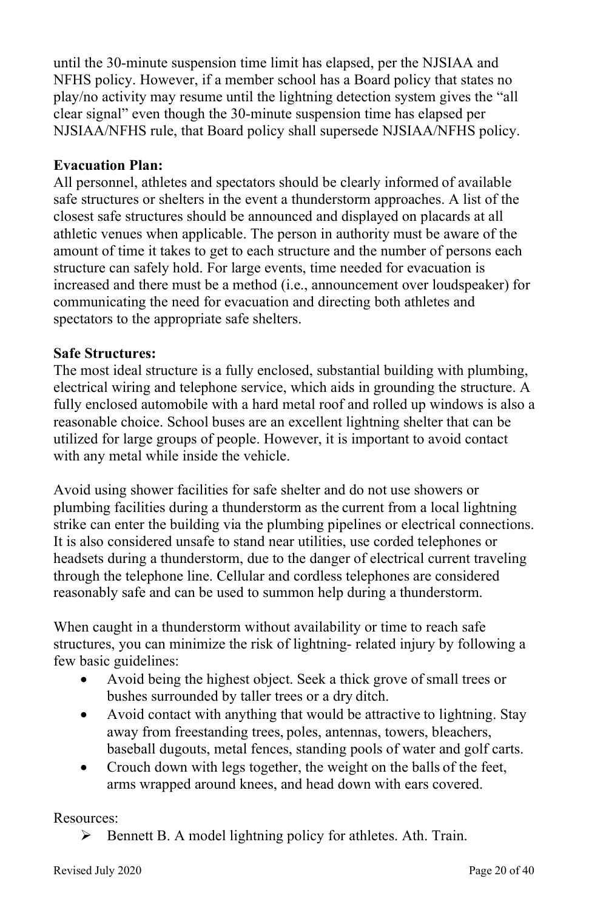until the 30-minute suspension time limit has elapsed, per the NJSIAA and NFHS policy. However, if a member school has a Board policy that states no play/no activity may resume until the lightning detection system gives the "all clear signal" even though the 30-minute suspension time has elapsed per NJSIAA/NFHS rule, that Board policy shall supersede NJSIAA/NFHS policy.

**Evacuation Plan:**
All personnel, athletes and spectators should be clearly informed of available safe structures or shelters in the event a thunderstorm approaches. A list of the closest safe structures should be announced and displayed on placards at all athletic venues when applicable. The person in authority must be aware of the amount of time it takes to get to each structure and the number of persons each structure can safely hold. For large events, time needed for evacuation is increased and there must be a method (i.e., announcement over loudspeaker) for communicating the need for evacuation and directing both athletes and spectators to the appropriate safe shelters.

**Safe Structures:**
The most ideal structure is a fully enclosed, substantial building with plumbing, electrical wiring and telephone service, which aids in grounding the structure. A fully enclosed automobile with a hard metal roof and rolled up windows is also a reasonable choice. School buses are an excellent lightning shelter that can be utilized for large groups of people. However, it is important to avoid contact with any metal while inside the vehicle.

Avoid using shower facilities for safe shelter and do not use showers or plumbing facilities during a thunderstorm as the current from a local lightning strike can enter the building via the plumbing pipelines or electrical connections. It is also considered unsafe to stand near utilities, use corded telephones or headsets during a thunderstorm, due to the danger of electrical current traveling through the telephone line. Cellular and cordless telephones are considered reasonably safe and can be used to summon help during a thunderstorm.

When caught in a thunderstorm without availability or time to reach safe structures, you can minimize the risk of lightning- related injury by following a few basic guidelines:

- Avoid being the highest object. Seek a thick grove of small trees or bushes surrounded by taller trees or a dry ditch.
- Avoid contact with anything that would be attractive to lightning. Stay away from freestanding trees, poles, antennas, towers, bleachers, baseball dugouts, metal fences, standing pools of water and golf carts.
- Crouch down with legs together, the weight on the balls of the feet, arms wrapped around knees, and head down with ears covered.

Resources:

- Bennett B. A model lightning policy for athletes. Ath. Train.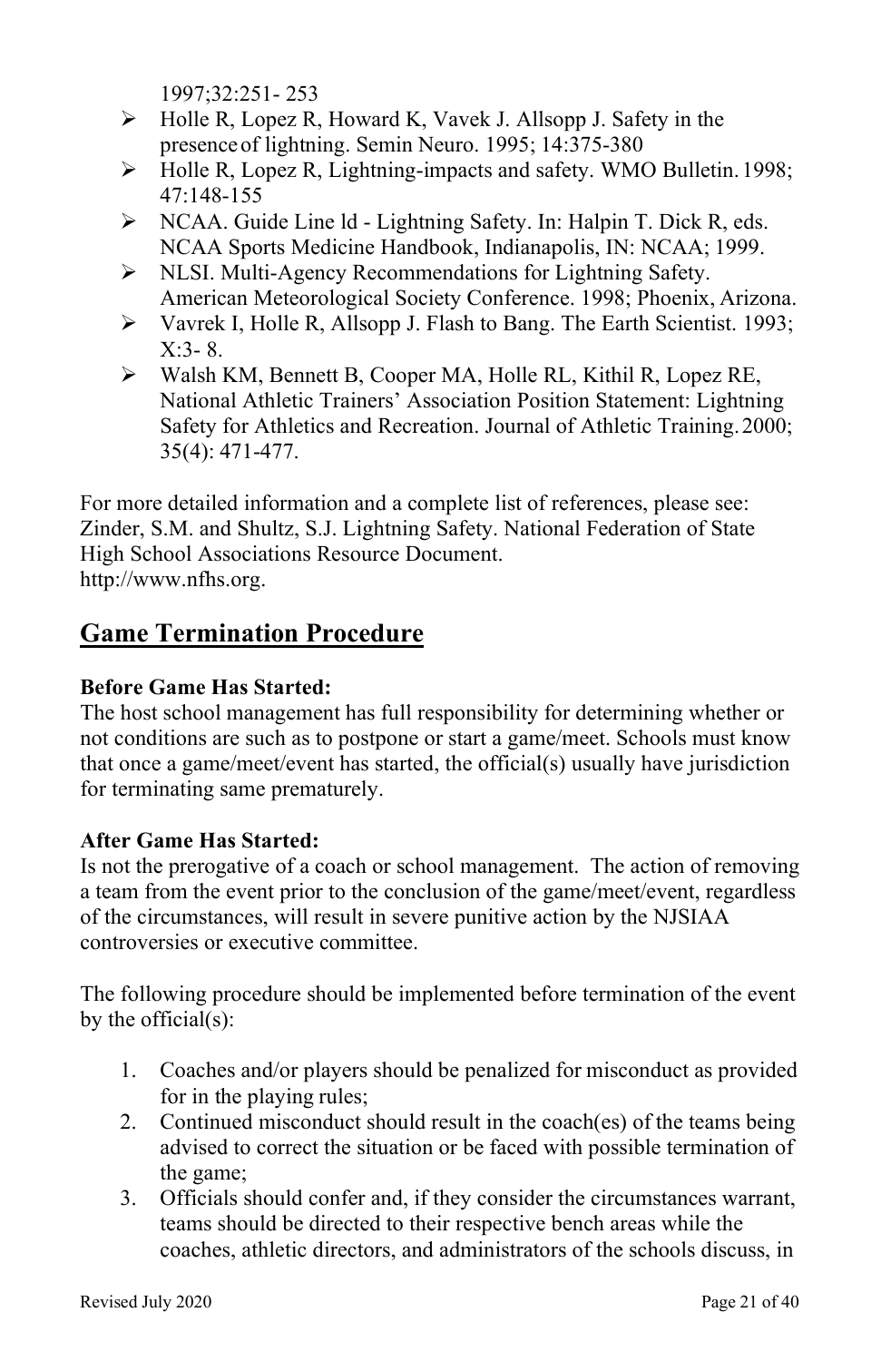1997;32:251- 253

- Holle R, Lopez R, Howard K, Vavek J. Allsopp J. Safety in the presence of lightning. Semin Neuro. 1995; 14:375-380
- Holle R, Lopez R, Lightning-impacts and safety. WMO Bulletin. 1998; 47:148-155
- NCAA. Guide Line ld - Lightning Safety. In: Halpin T. Dick R, eds. NCAA Sports Medicine Handbook, Indianapolis, IN: NCAA; 1999.
- NLSI. Multi-Agency Recommendations for Lightning Safety. American Meteorological Society Conference. 1998; Phoenix, Arizona.
- Vavrek I, Holle R, Allsopp J. Flash to Bang. The Earth Scientist. 1993; X:3- 8.
- Walsh KM, Bennett B, Cooper MA, Holle RL, Kithil R, Lopez RE, National Athletic Trainers' Association Position Statement: Lightning Safety for Athletics and Recreation. Journal of Athletic Training. 2000; 35(4): 471-477.

For more detailed information and a complete list of references, please see: Zinder, S.M. and Shultz, S.J. Lightning Safety. National Federation of State High School Associations Resource Document. http://www.nfhs.org.

## Game Termination Procedure

**Before Game Has Started:**
The host school management has full responsibility for determining whether or not conditions are such as to postpone or start a game/meet. Schools must know that once a game/meet/event has started, the official(s) usually have jurisdiction for terminating same prematurely.

**After Game Has Started:**
Is not the prerogative of a coach or school management. The action of removing a team from the event prior to the conclusion of the game/meet/event, regardless of the circumstances, will result in severe punitive action by the NJSIAA controversies or executive committee.

The following procedure should be implemented before termination of the event by the official(s):

1. Coaches and/or players should be penalized for misconduct as provided for in the playing rules;
2. Continued misconduct should result in the coach(es) of the teams being advised to correct the situation or be faced with possible termination of the game;
3. Officials should confer and, if they consider the circumstances warrant, teams should be directed to their respective bench areas while the coaches, athletic directors, and administrators of the schools discuss, in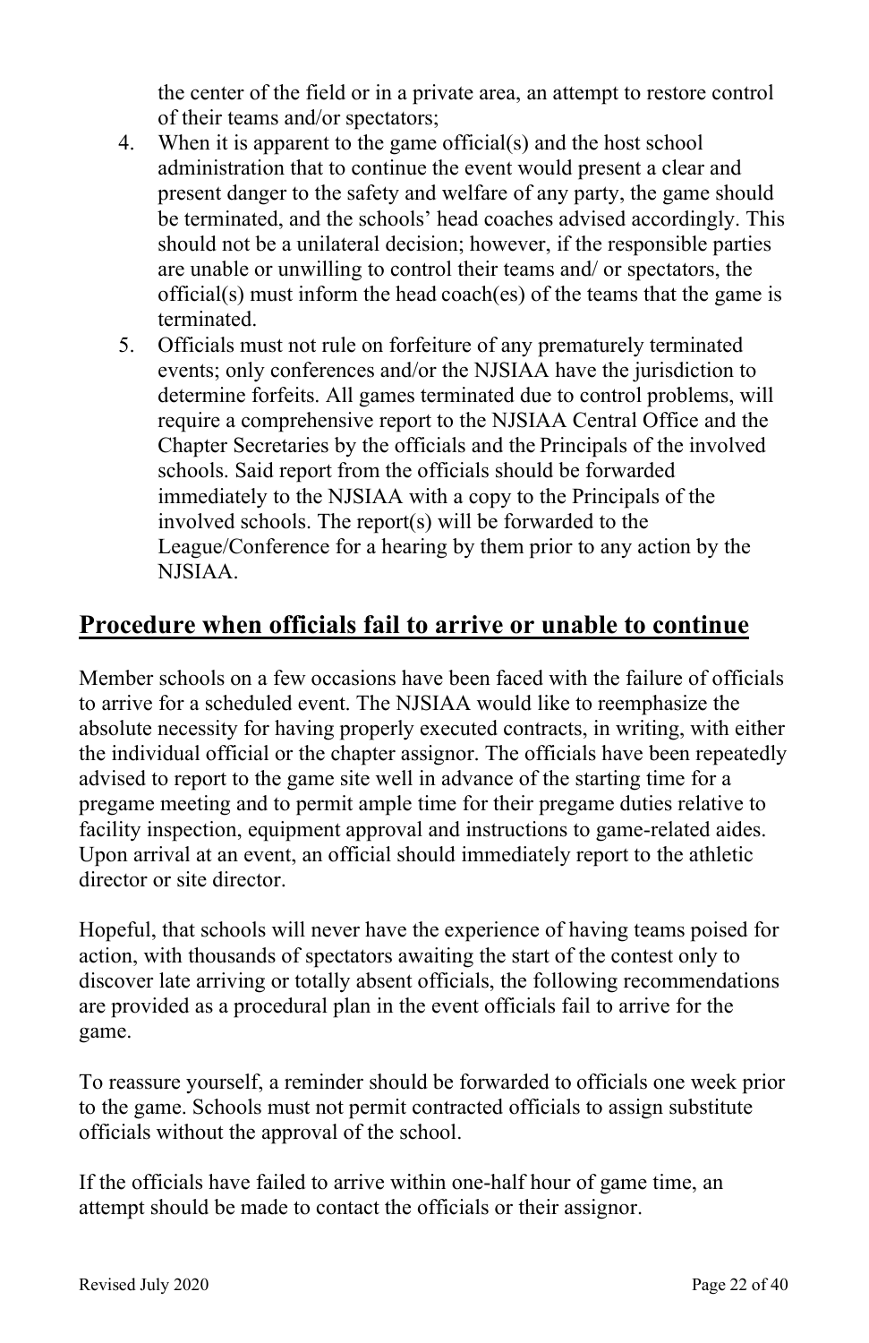the center of the field or in a private area, an attempt to restore control of their teams and/or spectators;

4. When it is apparent to the game official(s) and the host school administration that to continue the event would present a clear and present danger to the safety and welfare of any party, the game should be terminated, and the schools' head coaches advised accordingly. This should not be a unilateral decision; however, if the responsible parties are unable or unwilling to control their teams and/ or spectators, the official(s) must inform the head coach(es) of the teams that the game is terminated.
5. Officials must not rule on forfeiture of any prematurely terminated events; only conferences and/or the NJSIAA have the jurisdiction to determine forfeits. All games terminated due to control problems, will require a comprehensive report to the NJSIAA Central Office and the Chapter Secretaries by the officials and the Principals of the involved schools. Said report from the officials should be forwarded immediately to the NJSIAA with a copy to the Principals of the involved schools. The report(s) will be forwarded to the League/Conference for a hearing by them prior to any action by the NJSIAA.

## Procedure when officials fail to arrive or unable to continue

Member schools on a few occasions have been faced with the failure of officials to arrive for a scheduled event. The NJSIAA would like to reemphasize the absolute necessity for having properly executed contracts, in writing, with either the individual official or the chapter assignor. The officials have been repeatedly advised to report to the game site well in advance of the starting time for a pregame meeting and to permit ample time for their pregame duties relative to facility inspection, equipment approval and instructions to game-related aides. Upon arrival at an event, an official should immediately report to the athletic director or site director.

Hopeful, that schools will never have the experience of having teams poised for action, with thousands of spectators awaiting the start of the contest only to discover late arriving or totally absent officials, the following recommendations are provided as a procedural plan in the event officials fail to arrive for the game.

To reassure yourself, a reminder should be forwarded to officials one week prior to the game. Schools must not permit contracted officials to assign substitute officials without the approval of the school.

If the officials have failed to arrive within one-half hour of game time, an attempt should be made to contact the officials or their assignor.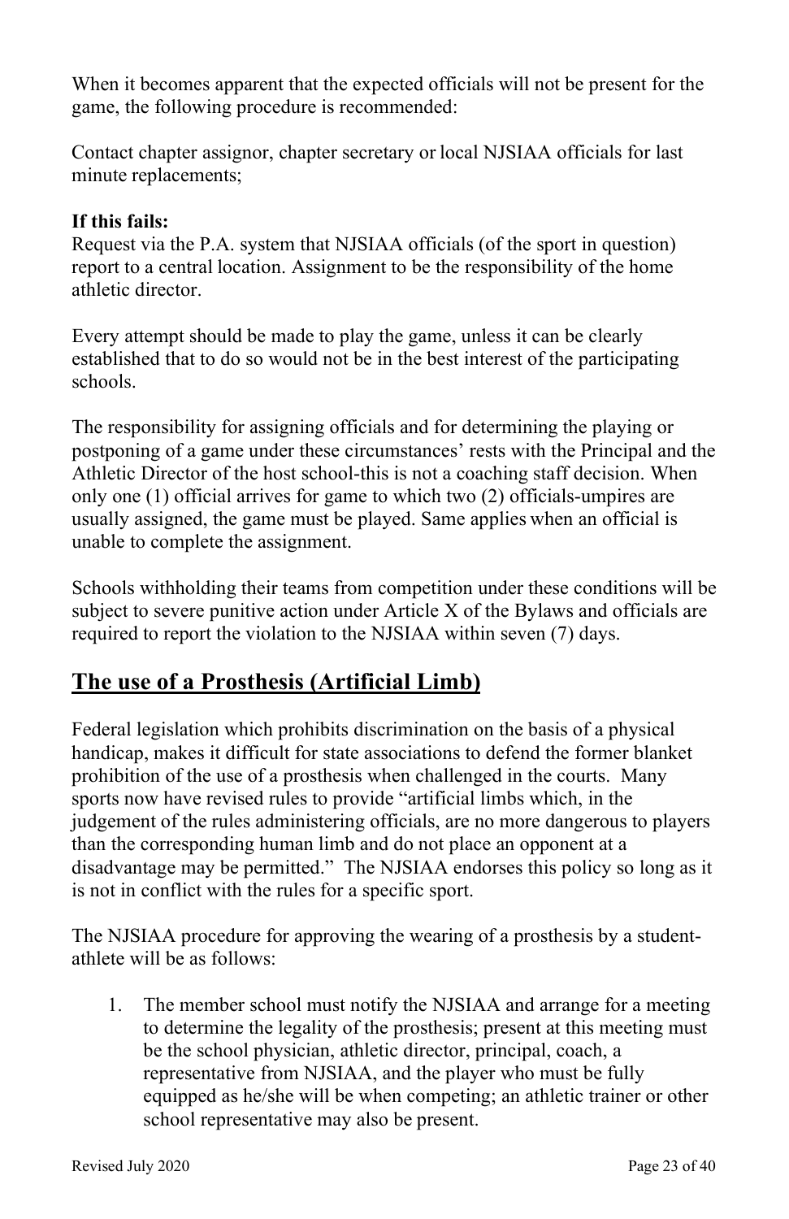When it becomes apparent that the expected officials will not be present for the game, the following procedure is recommended:

Contact chapter assignor, chapter secretary or local NJSIAA officials for last minute replacements;

**If this fails:**
Request via the P.A. system that NJSIAA officials (of the sport in question) report to a central location. Assignment to be the responsibility of the home athletic director.

Every attempt should be made to play the game, unless it can be clearly established that to do so would not be in the best interest of the participating schools.

The responsibility for assigning officials and for determining the playing or postponing of a game under these circumstances' rests with the Principal and the Athletic Director of the host school-this is not a coaching staff decision. When only one (1) official arrives for game to which two (2) officials-umpires are usually assigned, the game must be played. Same applies when an official is unable to complete the assignment.

Schools withholding their teams from competition under these conditions will be subject to severe punitive action under Article X of the Bylaws and officials are required to report the violation to the NJSIAA within seven (7) days.

## The use of a Prosthesis (Artificial Limb)

Federal legislation which prohibits discrimination on the basis of a physical handicap, makes it difficult for state associations to defend the former blanket prohibition of the use of a prosthesis when challenged in the courts. Many sports now have revised rules to provide "artificial limbs which, in the judgement of the rules administering officials, are no more dangerous to players than the corresponding human limb and do not place an opponent at a disadvantage may be permitted." The NJSIAA endorses this policy so long as it is not in conflict with the rules for a specific sport.

The NJSIAA procedure for approving the wearing of a prosthesis by a student-athlete will be as follows:

1. The member school must notify the NJSIAA and arrange for a meeting to determine the legality of the prosthesis; present at this meeting must be the school physician, athletic director, principal, coach, a representative from NJSIAA, and the player who must be fully equipped as he/she will be when competing; an athletic trainer or other school representative may also be present.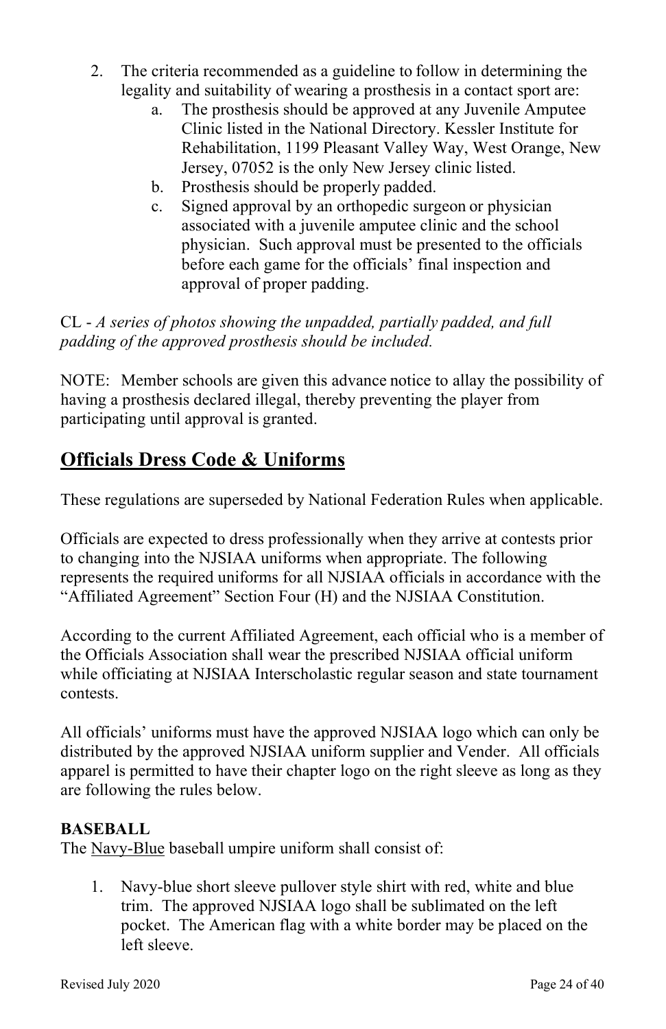2. The criteria recommended as a guideline to follow in determining the legality and suitability of wearing a prosthesis in a contact sport are:
    a. The prosthesis should be approved at any Juvenile Amputee Clinic listed in the National Directory. Kessler Institute for Rehabilitation, 1199 Pleasant Valley Way, West Orange, New Jersey, 07052 is the only New Jersey clinic listed.
    b. Prosthesis should be properly padded.
    c. Signed approval by an orthopedic surgeon or physician associated with a juvenile amputee clinic and the school physician. Such approval must be presented to the officials before each game for the officials' final inspection and approval of proper padding.

CL - *A series of photos showing the unpadded, partially padded, and full padding of the approved prosthesis should be included.*

NOTE: Member schools are given this advance notice to allay the possibility of having a prosthesis declared illegal, thereby preventing the player from participating until approval is granted.

## Officials Dress Code & Uniforms

These regulations are superseded by National Federation Rules when applicable.

Officials are expected to dress professionally when they arrive at contests prior to changing into the NJSIAA uniforms when appropriate. The following represents the required uniforms for all NJSIAA officials in accordance with the "Affiliated Agreement" Section Four (H) and the NJSIAA Constitution.

According to the current Affiliated Agreement, each official who is a member of the Officials Association shall wear the prescribed NJSIAA official uniform while officiating at NJSIAA Interscholastic regular season and state tournament contests.

All officials' uniforms must have the approved NJSIAA logo which can only be distributed by the approved NJSIAA uniform supplier and Vender. All officials apparel is permitted to have their chapter logo on the right sleeve as long as they are following the rules below.

**BASEBALL**

The <u>Navy-Blue</u> baseball umpire uniform shall consist of:

1. Navy-blue short sleeve pullover style shirt with red, white and blue trim. The approved NJSIAA logo shall be sublimated on the left pocket. The American flag with a white border may be placed on the left sleeve.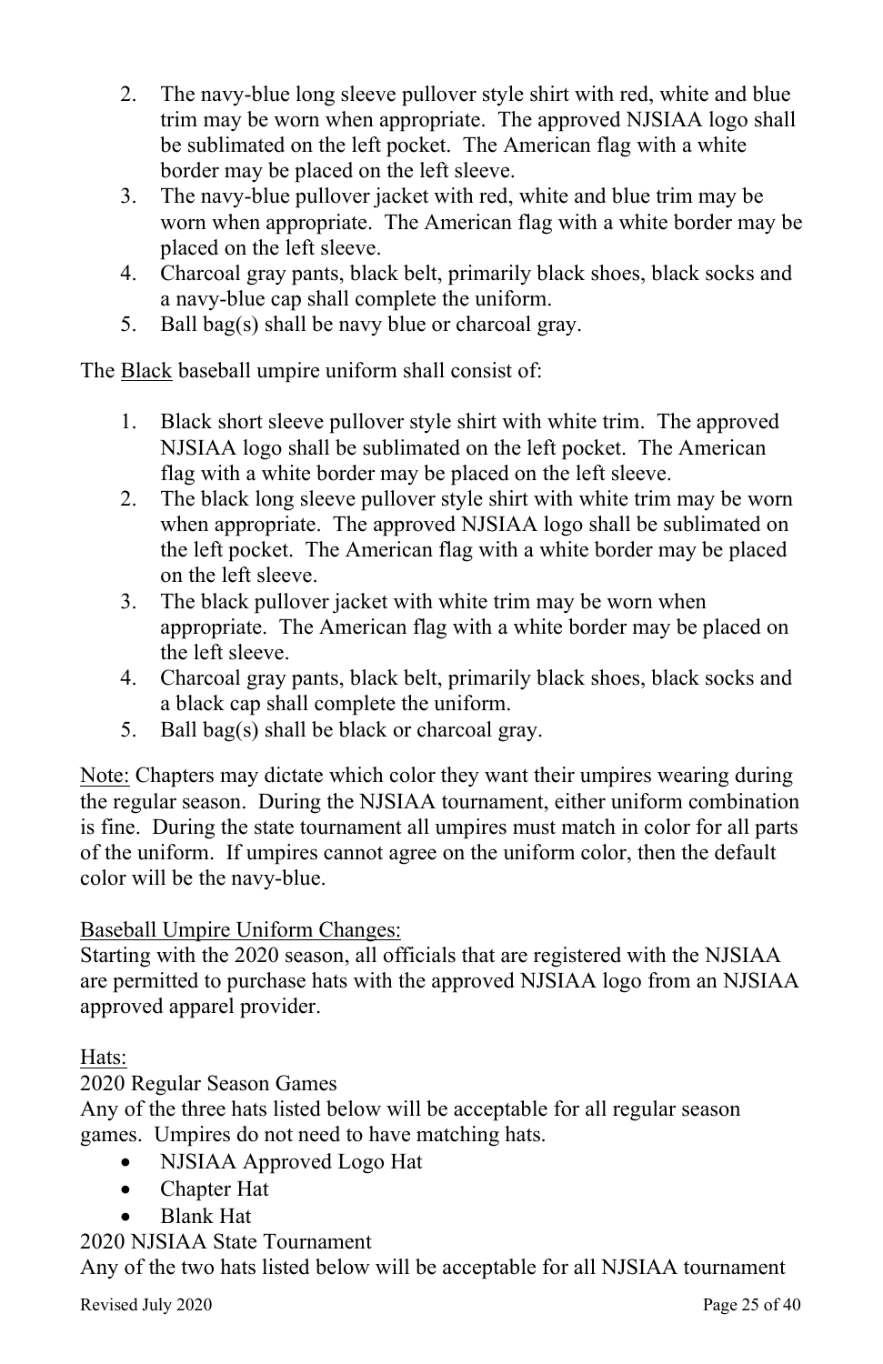2. The navy-blue long sleeve pullover style shirt with red, white and blue trim may be worn when appropriate. The approved NJSIAA logo shall be sublimated on the left pocket. The American flag with a white border may be placed on the left sleeve.
3. The navy-blue pullover jacket with red, white and blue trim may be worn when appropriate. The American flag with a white border may be placed on the left sleeve.
4. Charcoal gray pants, black belt, primarily black shoes, black socks and a navy-blue cap shall complete the uniform.
5. Ball bag(s) shall be navy blue or charcoal gray.

The Black baseball umpire uniform shall consist of:

1. Black short sleeve pullover style shirt with white trim. The approved NJSIAA logo shall be sublimated on the left pocket. The American flag with a white border may be placed on the left sleeve.
2. The black long sleeve pullover style shirt with white trim may be worn when appropriate. The approved NJSIAA logo shall be sublimated on the left pocket. The American flag with a white border may be placed on the left sleeve.
3. The black pullover jacket with white trim may be worn when appropriate. The American flag with a white border may be placed on the left sleeve.
4. Charcoal gray pants, black belt, primarily black shoes, black socks and a black cap shall complete the uniform.
5. Ball bag(s) shall be black or charcoal gray.

Note: Chapters may dictate which color they want their umpires wearing during the regular season. During the NJSIAA tournament, either uniform combination is fine. During the state tournament all umpires must match in color for all parts of the uniform. If umpires cannot agree on the uniform color, then the default color will be the navy-blue.

Baseball Umpire Uniform Changes:
Starting with the 2020 season, all officials that are registered with the NJSIAA are permitted to purchase hats with the approved NJSIAA logo from an NJSIAA approved apparel provider.

Hats:
2020 Regular Season Games
Any of the three hats listed below will be acceptable for all regular season games. Umpires do not need to have matching hats.

- NJSIAA Approved Logo Hat
- Chapter Hat
- Blank Hat

2020 NJSIAA State Tournament
Any of the two hats listed below will be acceptable for all NJSIAA tournament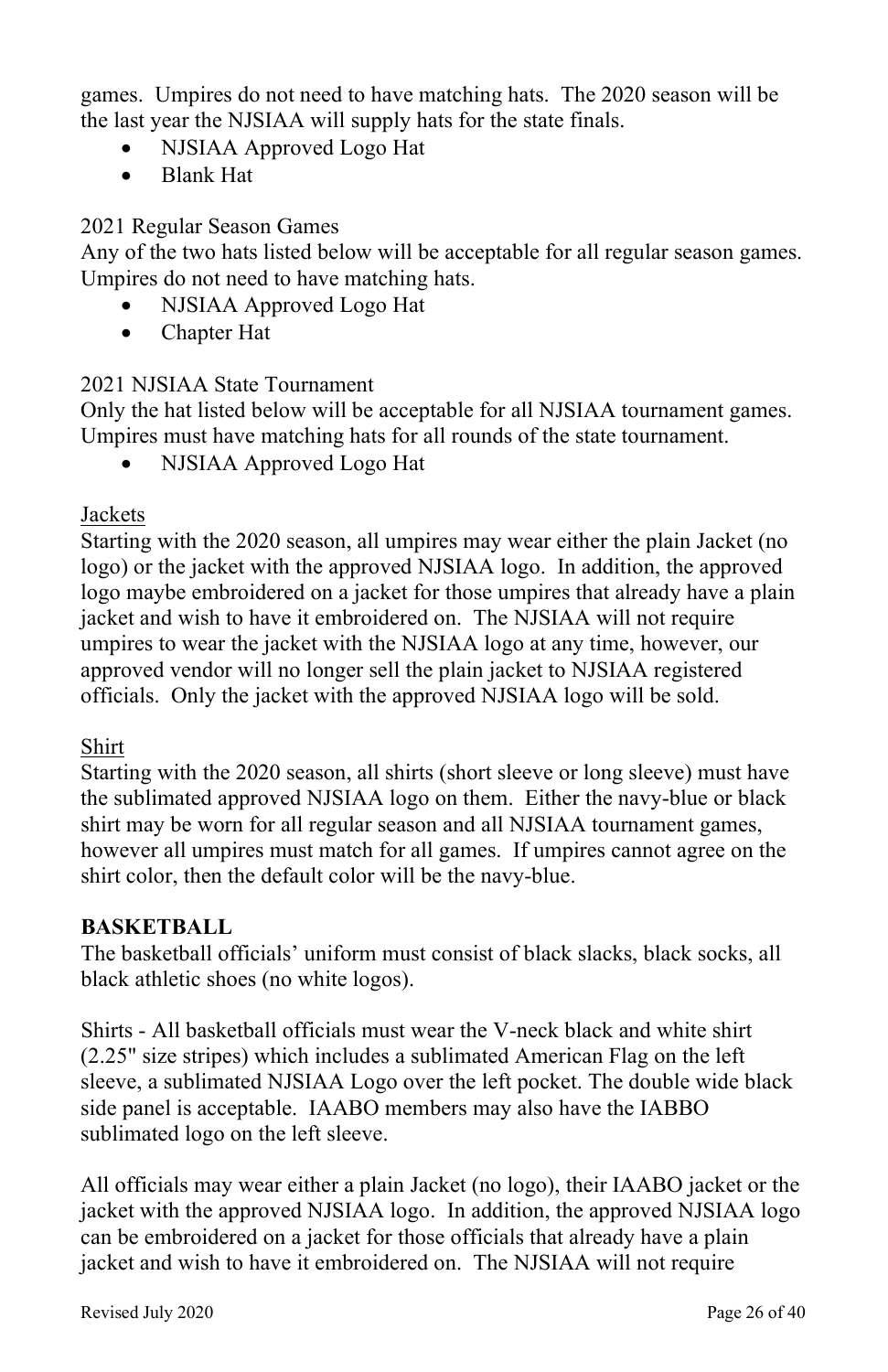games. Umpires do not need to have matching hats. The 2020 season will be the last year the NJSIAA will supply hats for the state finals.

- NJSIAA Approved Logo Hat
- Blank Hat

2021 Regular Season Games
Any of the two hats listed below will be acceptable for all regular season games. Umpires do not need to have matching hats.

- NJSIAA Approved Logo Hat
- Chapter Hat

2021 NJSIAA State Tournament
Only the hat listed below will be acceptable for all NJSIAA tournament games. Umpires must have matching hats for all rounds of the state tournament.

- NJSIAA Approved Logo Hat

Jackets
Starting with the 2020 season, all umpires may wear either the plain Jacket (no logo) or the jacket with the approved NJSIAA logo. In addition, the approved logo maybe embroidered on a jacket for those umpires that already have a plain jacket and wish to have it embroidered on. The NJSIAA will not require umpires to wear the jacket with the NJSIAA logo at any time, however, our approved vendor will no longer sell the plain jacket to NJSIAA registered officials. Only the jacket with the approved NJSIAA logo will be sold.

Shirt
Starting with the 2020 season, all shirts (short sleeve or long sleeve) must have the sublimated approved NJSIAA logo on them. Either the navy-blue or black shirt may be worn for all regular season and all NJSIAA tournament games, however all umpires must match for all games. If umpires cannot agree on the shirt color, then the default color will be the navy-blue.

**BASKETBALL**
The basketball officials' uniform must consist of black slacks, black socks, all black athletic shoes (no white logos).

Shirts - All basketball officials must wear the V-neck black and white shirt (2.25" size stripes) which includes a sublimated American Flag on the left sleeve, a sublimated NJSIAA Logo over the left pocket. The double wide black side panel is acceptable. IAABO members may also have the IABBO sublimated logo on the left sleeve.

All officials may wear either a plain Jacket (no logo), their IAABO jacket or the jacket with the approved NJSIAA logo. In addition, the approved NJSIAA logo can be embroidered on a jacket for those officials that already have a plain jacket and wish to have it embroidered on. The NJSIAA will not require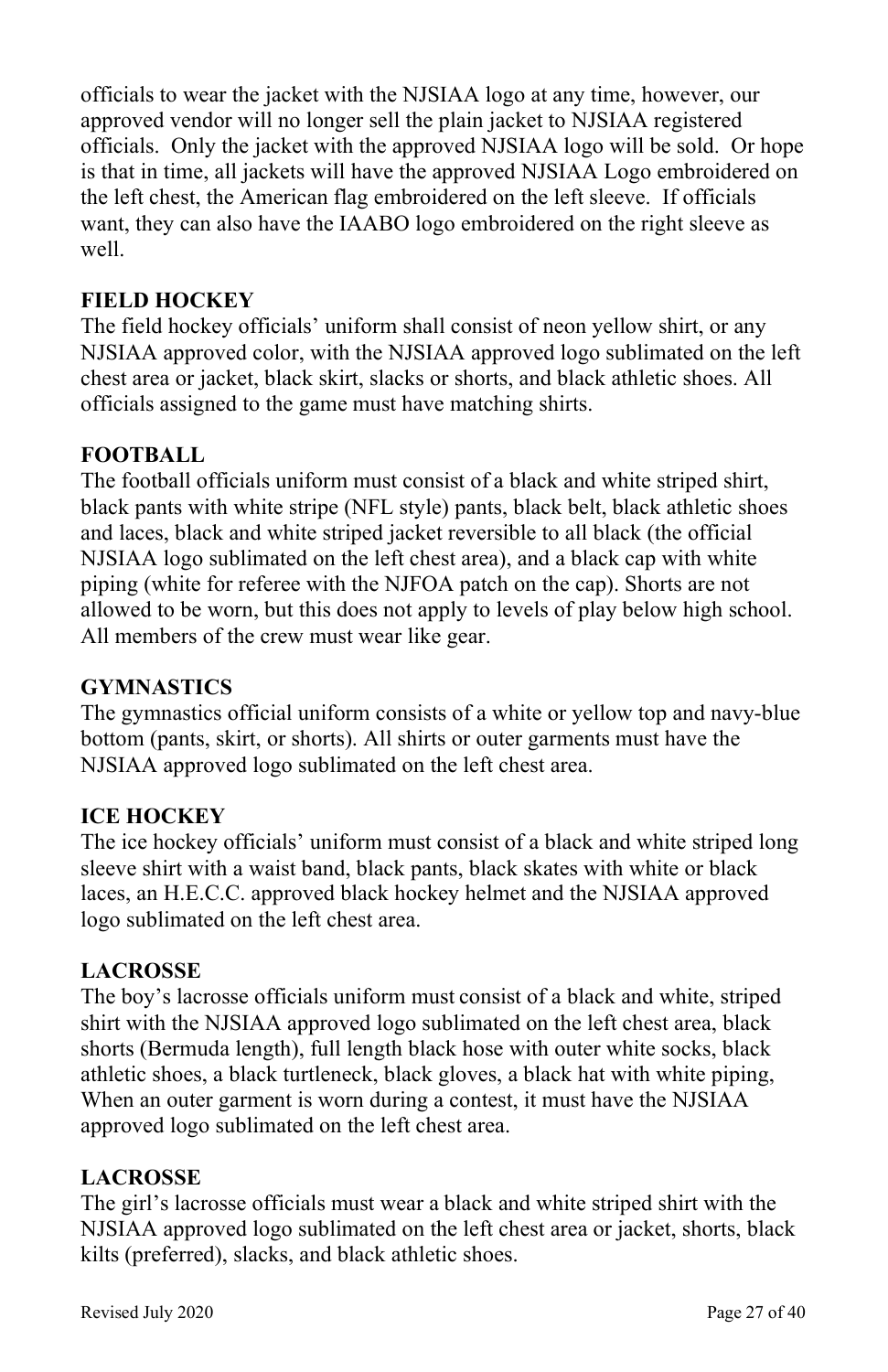officials to wear the jacket with the NJSIAA logo at any time, however, our approved vendor will no longer sell the plain jacket to NJSIAA registered officials. Only the jacket with the approved NJSIAA logo will be sold. Or hope is that in time, all jackets will have the approved NJSIAA Logo embroidered on the left chest, the American flag embroidered on the left sleeve. If officials want, they can also have the IAABO logo embroidered on the right sleeve as well.

**FIELD HOCKEY**

The field hockey officials' uniform shall consist of neon yellow shirt, or any NJSIAA approved color, with the NJSIAA approved logo sublimated on the left chest area or jacket, black skirt, slacks or shorts, and black athletic shoes. All officials assigned to the game must have matching shirts.

**FOOTBALL**

The football officials uniform must consist of a black and white striped shirt, black pants with white stripe (NFL style) pants, black belt, black athletic shoes and laces, black and white striped jacket reversible to all black (the official NJSIAA logo sublimated on the left chest area), and a black cap with white piping (white for referee with the NJFOA patch on the cap). Shorts are not allowed to be worn, but this does not apply to levels of play below high school. All members of the crew must wear like gear.

**GYMNASTICS**

The gymnastics official uniform consists of a white or yellow top and navy-blue bottom (pants, skirt, or shorts). All shirts or outer garments must have the NJSIAA approved logo sublimated on the left chest area.

**ICE HOCKEY**

The ice hockey officials' uniform must consist of a black and white striped long sleeve shirt with a waist band, black pants, black skates with white or black laces, an H.E.C.C. approved black hockey helmet and the NJSIAA approved logo sublimated on the left chest area.

**LACROSSE**

The boy's lacrosse officials uniform must consist of a black and white, striped shirt with the NJSIAA approved logo sublimated on the left chest area, black shorts (Bermuda length), full length black hose with outer white socks, black athletic shoes, a black turtleneck, black gloves, a black hat with white piping, When an outer garment is worn during a contest, it must have the NJSIAA approved logo sublimated on the left chest area.

**LACROSSE**

The girl's lacrosse officials must wear a black and white striped shirt with the NJSIAA approved logo sublimated on the left chest area or jacket, shorts, black kilts (preferred), slacks, and black athletic shoes.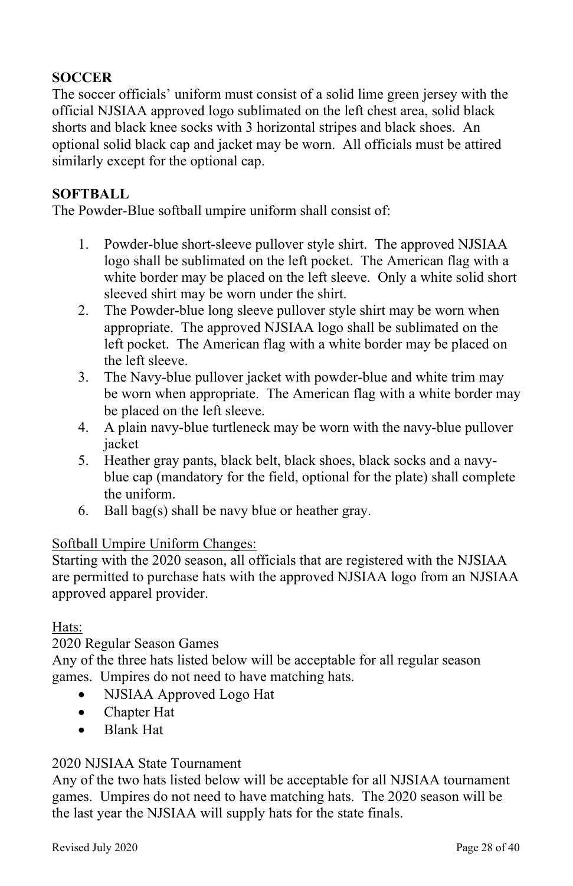## SOCCER

The soccer officials' uniform must consist of a solid lime green jersey with the official NJSIAA approved logo sublimated on the left chest area, solid black shorts and black knee socks with 3 horizontal stripes and black shoes. An optional solid black cap and jacket may be worn. All officials must be attired similarly except for the optional cap.

## SOFTBALL

The Powder-Blue softball umpire uniform shall consist of:

1. Powder-blue short-sleeve pullover style shirt. The approved NJSIAA logo shall be sublimated on the left pocket. The American flag with a white border may be placed on the left sleeve. Only a white solid short sleeved shirt may be worn under the shirt.
2. The Powder-blue long sleeve pullover style shirt may be worn when appropriate. The approved NJSIAA logo shall be sublimated on the left pocket. The American flag with a white border may be placed on the left sleeve.
3. The Navy-blue pullover jacket with powder-blue and white trim may be worn when appropriate. The American flag with a white border may be placed on the left sleeve.
4. A plain navy-blue turtleneck may be worn with the navy-blue pullover jacket
5. Heather gray pants, black belt, black shoes, black socks and a navy-blue cap (mandatory for the field, optional for the plate) shall complete the uniform.
6. Ball bag(s) shall be navy blue or heather gray.

<u>Softball Umpire Uniform Changes:</u>
Starting with the 2020 season, all officials that are registered with the NJSIAA are permitted to purchase hats with the approved NJSIAA logo from an NJSIAA approved apparel provider.

<u>Hats:</u>
2020 Regular Season Games
Any of the three hats listed below will be acceptable for all regular season games. Umpires do not need to have matching hats.

- NJSIAA Approved Logo Hat
- Chapter Hat
- Blank Hat

2020 NJSIAA State Tournament
Any of the two hats listed below will be acceptable for all NJSIAA tournament games. Umpires do not need to have matching hats. The 2020 season will be the last year the NJSIAA will supply hats for the state finals.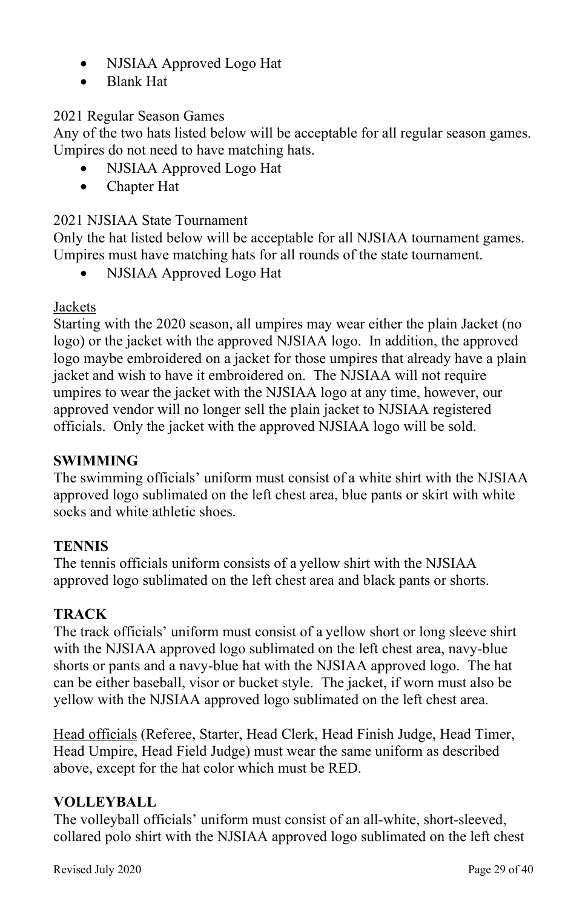- NJSIAA Approved Logo Hat
- Blank Hat

2021 Regular Season Games
Any of the two hats listed below will be acceptable for all regular season games. Umpires do not need to have matching hats.

- NJSIAA Approved Logo Hat
- Chapter Hat

2021 NJSIAA State Tournament
Only the hat listed below will be acceptable for all NJSIAA tournament games. Umpires must have matching hats for all rounds of the state tournament.

- NJSIAA Approved Logo Hat

<u>Jackets</u>
Starting with the 2020 season, all umpires may wear either the plain Jacket (no logo) or the jacket with the approved NJSIAA logo. In addition, the approved logo maybe embroidered on a jacket for those umpires that already have a plain jacket and wish to have it embroidered on. The NJSIAA will not require umpires to wear the jacket with the NJSIAA logo at any time, however, our approved vendor will no longer sell the plain jacket to NJSIAA registered officials. Only the jacket with the approved NJSIAA logo will be sold.

**SWIMMING**
The swimming officials' uniform must consist of a white shirt with the NJSIAA approved logo sublimated on the left chest area, blue pants or skirt with white socks and white athletic shoes.

**TENNIS**
The tennis officials uniform consists of a yellow shirt with the NJSIAA approved logo sublimated on the left chest area and black pants or shorts.

**TRACK**
The track officials' uniform must consist of a yellow short or long sleeve shirt with the NJSIAA approved logo sublimated on the left chest area, navy-blue shorts or pants and a navy-blue hat with the NJSIAA approved logo. The hat can be either baseball, visor or bucket style. The jacket, if worn must also be yellow with the NJSIAA approved logo sublimated on the left chest area.

<u>Head officials</u> (Referee, Starter, Head Clerk, Head Finish Judge, Head Timer, Head Umpire, Head Field Judge) must wear the same uniform as described above, except for the hat color which must be RED.

**VOLLEYBALL**
The volleyball officials' uniform must consist of an all-white, short-sleeved, collared polo shirt with the NJSIAA approved logo sublimated on the left chest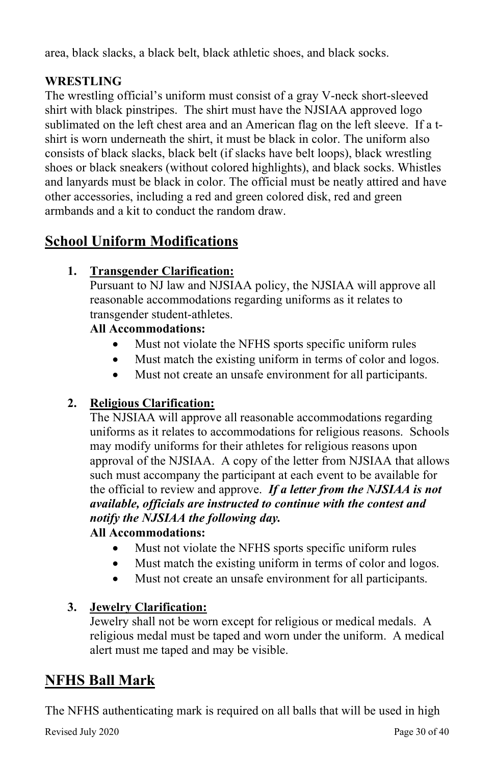area, black slacks, a black belt, black athletic shoes, and black socks.

**WRESTLING**

The wrestling official's uniform must consist of a gray V-neck short-sleeved shirt with black pinstripes. The shirt must have the NJSIAA approved logo sublimated on the left chest area and an American flag on the left sleeve. If a t-shirt is worn underneath the shirt, it must be black in color. The uniform also consists of black slacks, black belt (if slacks have belt loops), black wrestling shoes or black sneakers (without colored highlights), and black socks. Whistles and lanyards must be black in color. The official must be neatly attired and have other accessories, including a red and green colored disk, red and green armbands and a kit to conduct the random draw.

## School Uniform Modifications

1. **Transgender Clarification:**
   Pursuant to NJ law and NJSIAA policy, the NJSIAA will approve all reasonable accommodations regarding uniforms as it relates to transgender student-athletes.
   **All Accommodations:**
   - Must not violate the NFHS sports specific uniform rules
   - Must match the existing uniform in terms of color and logos.
   - Must not create an unsafe environment for all participants.

2. **Religious Clarification:**
   The NJSIAA will approve all reasonable accommodations regarding uniforms as it relates to accommodations for religious reasons. Schools may modify uniforms for their athletes for religious reasons upon approval of the NJSIAA. A copy of the letter from NJSIAA that allows such must accompany the participant at each event to be available for the official to review and approve. ***If a letter from the NJSIAA is not available, officials are instructed to continue with the contest and notify the NJSIAA the following day.***
   **All Accommodations:**
   - Must not violate the NFHS sports specific uniform rules
   - Must match the existing uniform in terms of color and logos.
   - Must not create an unsafe environment for all participants.

3. **Jewelry Clarification:**
   Jewelry shall not be worn except for religious or medical medals. A religious medal must be taped and worn under the uniform. A medical alert must me taped and may be visible.

## NFHS Ball Mark

The NFHS authenticating mark is required on all balls that will be used in high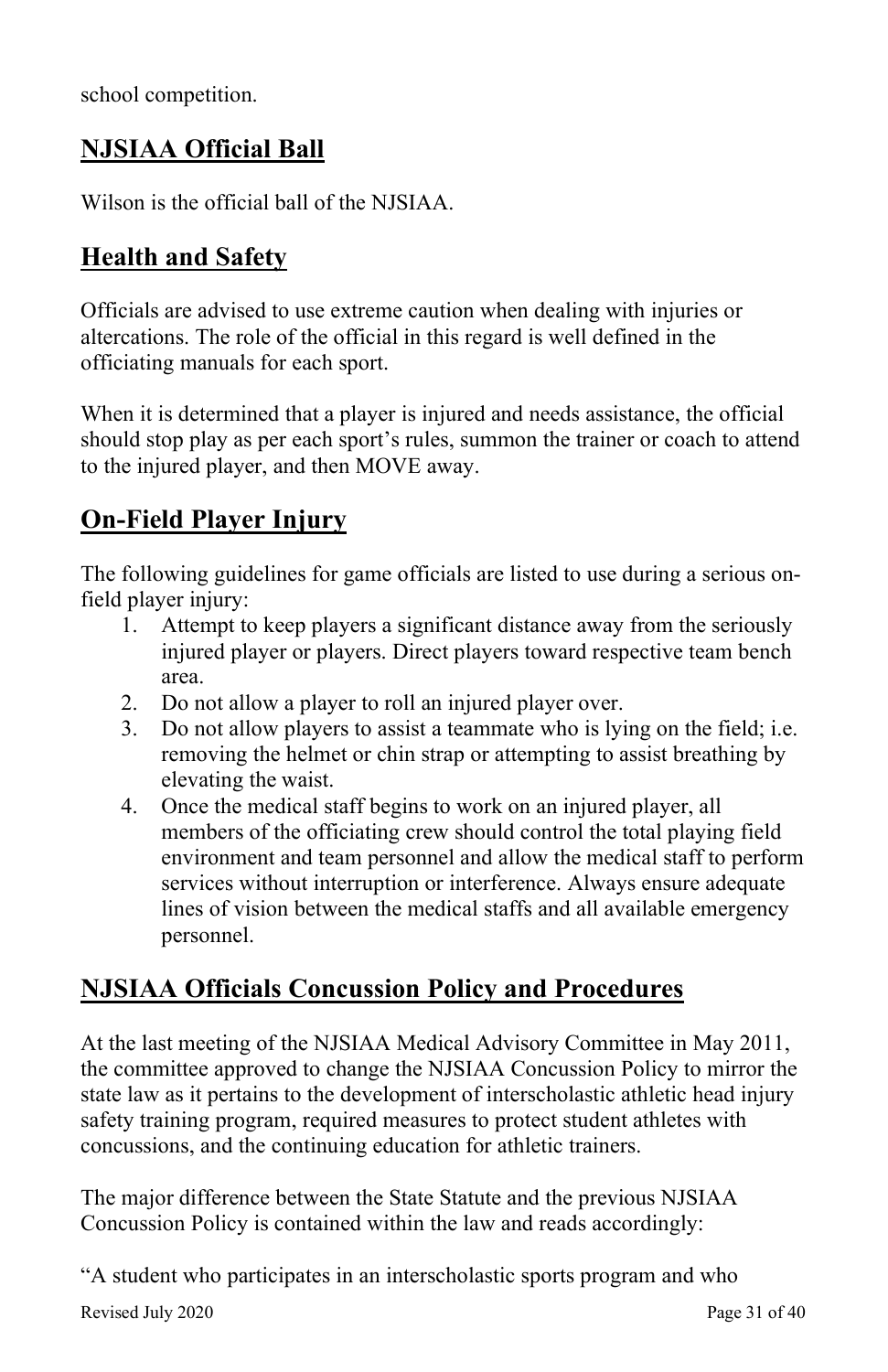school competition.

## NJSIAA Official Ball

Wilson is the official ball of the NJSIAA.

## Health and Safety

Officials are advised to use extreme caution when dealing with injuries or altercations. The role of the official in this regard is well defined in the officiating manuals for each sport.

When it is determined that a player is injured and needs assistance, the official should stop play as per each sport's rules, summon the trainer or coach to attend to the injured player, and then MOVE away.

## On-Field Player Injury

The following guidelines for game officials are listed to use during a serious on-field player injury:

1. Attempt to keep players a significant distance away from the seriously injured player or players. Direct players toward respective team bench area.
2. Do not allow a player to roll an injured player over.
3. Do not allow players to assist a teammate who is lying on the field; i.e. removing the helmet or chin strap or attempting to assist breathing by elevating the waist.
4. Once the medical staff begins to work on an injured player, all members of the officiating crew should control the total playing field environment and team personnel and allow the medical staff to perform services without interruption or interference. Always ensure adequate lines of vision between the medical staffs and all available emergency personnel.

## NJSIAA Officials Concussion Policy and Procedures

At the last meeting of the NJSIAA Medical Advisory Committee in May 2011, the committee approved to change the NJSIAA Concussion Policy to mirror the state law as it pertains to the development of interscholastic athletic head injury safety training program, required measures to protect student athletes with concussions, and the continuing education for athletic trainers.

The major difference between the State Statute and the previous NJSIAA Concussion Policy is contained within the law and reads accordingly:

"A student who participates in an interscholastic sports program and who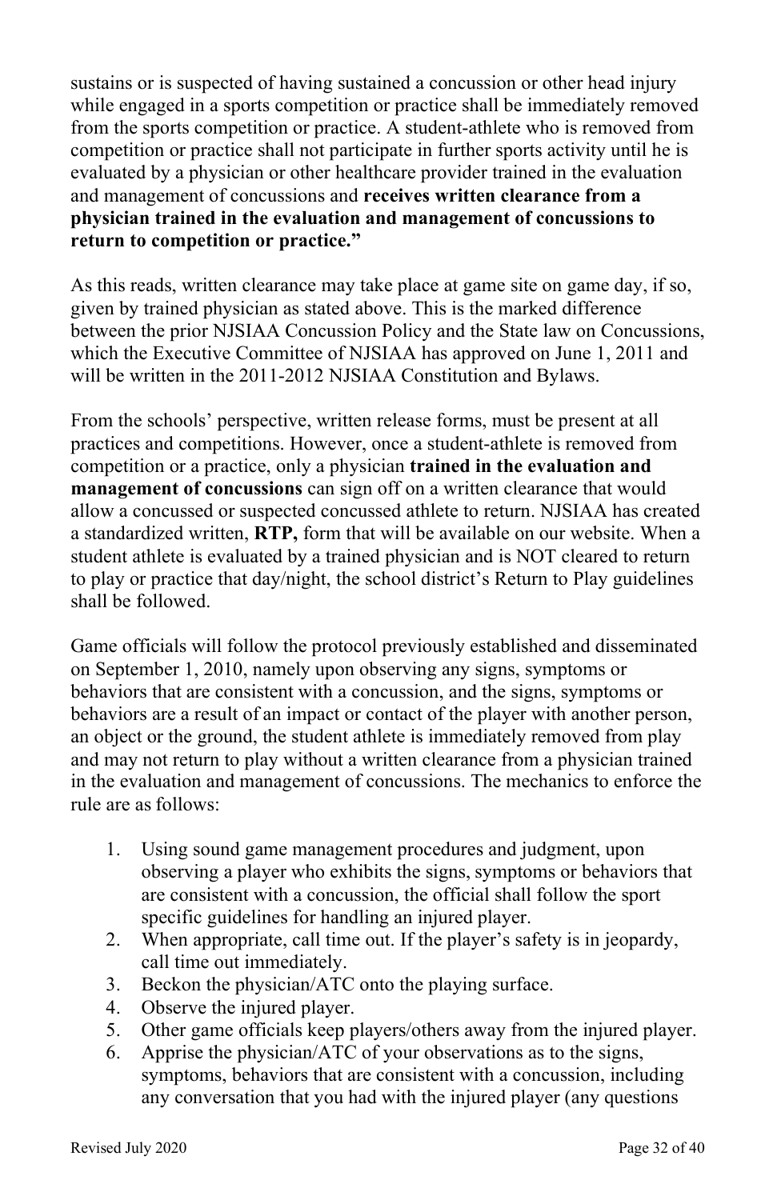sustains or is suspected of having sustained a concussion or other head injury while engaged in a sports competition or practice shall be immediately removed from the sports competition or practice. A student-athlete who is removed from competition or practice shall not participate in further sports activity until he is evaluated by a physician or other healthcare provider trained in the evaluation and management of concussions and **receives written clearance from a physician trained in the evaluation and management of concussions to return to competition or practice."**

As this reads, written clearance may take place at game site on game day, if so, given by trained physician as stated above. This is the marked difference between the prior NJSIAA Concussion Policy and the State law on Concussions, which the Executive Committee of NJSIAA has approved on June 1, 2011 and will be written in the 2011-2012 NJSIAA Constitution and Bylaws.

From the schools' perspective, written release forms, must be present at all practices and competitions. However, once a student-athlete is removed from competition or a practice, only a physician **trained in the evaluation and management of concussions** can sign off on a written clearance that would allow a concussed or suspected concussed athlete to return. NJSIAA has created a standardized written, **RTP,** form that will be available on our website. When a student athlete is evaluated by a trained physician and is NOT cleared to return to play or practice that day/night, the school district's Return to Play guidelines shall be followed.

Game officials will follow the protocol previously established and disseminated on September 1, 2010, namely upon observing any signs, symptoms or behaviors that are consistent with a concussion, and the signs, symptoms or behaviors are a result of an impact or contact of the player with another person, an object or the ground, the student athlete is immediately removed from play and may not return to play without a written clearance from a physician trained in the evaluation and management of concussions. The mechanics to enforce the rule are as follows:

1. Using sound game management procedures and judgment, upon observing a player who exhibits the signs, symptoms or behaviors that are consistent with a concussion, the official shall follow the sport specific guidelines for handling an injured player.
2. When appropriate, call time out. If the player's safety is in jeopardy, call time out immediately.
3. Beckon the physician/ATC onto the playing surface.
4. Observe the injured player.
5. Other game officials keep players/others away from the injured player.
6. Apprise the physician/ATC of your observations as to the signs, symptoms, behaviors that are consistent with a concussion, including any conversation that you had with the injured player (any questions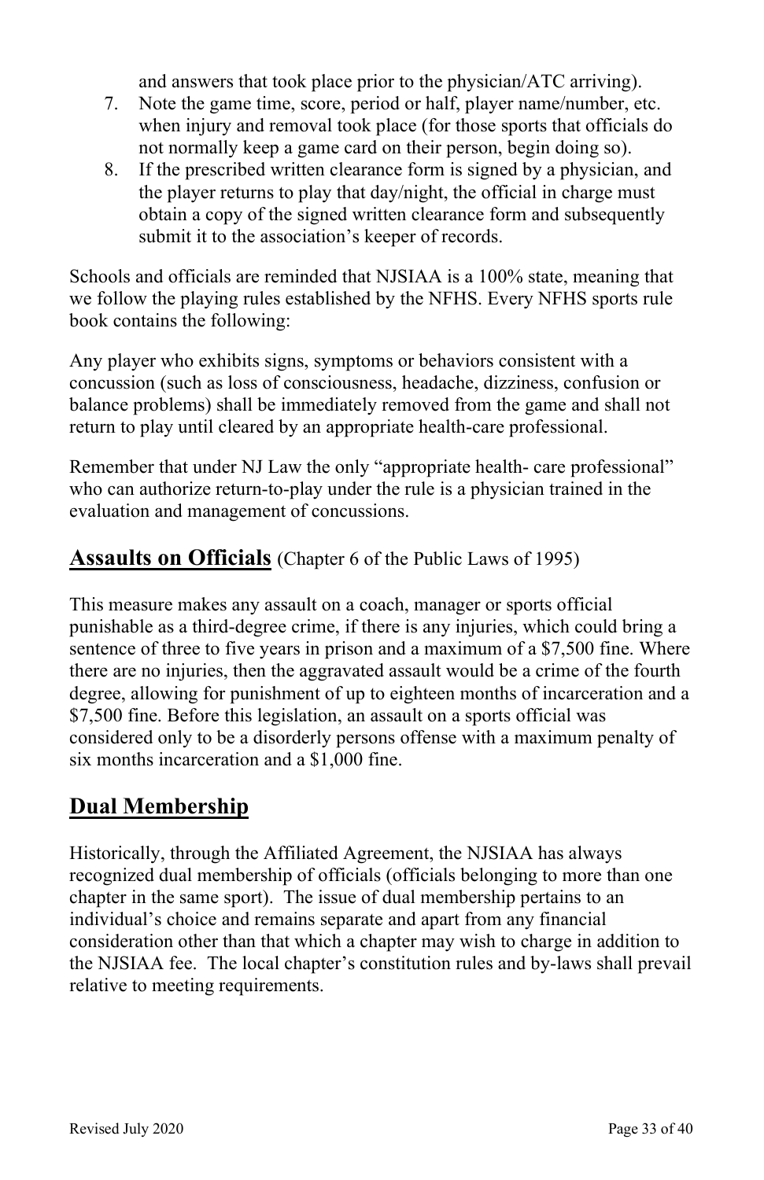and answers that took place prior to the physician/ATC arriving).

7. Note the game time, score, period or half, player name/number, etc. when injury and removal took place (for those sports that officials do not normally keep a game card on their person, begin doing so).
8. If the prescribed written clearance form is signed by a physician, and the player returns to play that day/night, the official in charge must obtain a copy of the signed written clearance form and subsequently submit it to the association's keeper of records.

Schools and officials are reminded that NJSIAA is a 100% state, meaning that we follow the playing rules established by the NFHS. Every NFHS sports rule book contains the following:

Any player who exhibits signs, symptoms or behaviors consistent with a concussion (such as loss of consciousness, headache, dizziness, confusion or balance problems) shall be immediately removed from the game and shall not return to play until cleared by an appropriate health-care professional.

Remember that under NJ Law the only "appropriate health- care professional" who can authorize return-to-play under the rule is a physician trained in the evaluation and management of concussions.

## **Assaults on Officials** (Chapter 6 of the Public Laws of 1995)

This measure makes any assault on a coach, manager or sports official punishable as a third-degree crime, if there is any injuries, which could bring a sentence of three to five years in prison and a maximum of a $7,500 fine. Where there are no injuries, then the aggravated assault would be a crime of the fourth degree, allowing for punishment of up to eighteen months of incarceration and a $7,500 fine. Before this legislation, an assault on a sports official was considered only to be a disorderly persons offense with a maximum penalty of six months incarceration and a $1,000 fine.

## **Dual Membership**

Historically, through the Affiliated Agreement, the NJSIAA has always recognized dual membership of officials (officials belonging to more than one chapter in the same sport). The issue of dual membership pertains to an individual's choice and remains separate and apart from any financial consideration other than that which a chapter may wish to charge in addition to the NJSIAA fee. The local chapter's constitution rules and by-laws shall prevail relative to meeting requirements.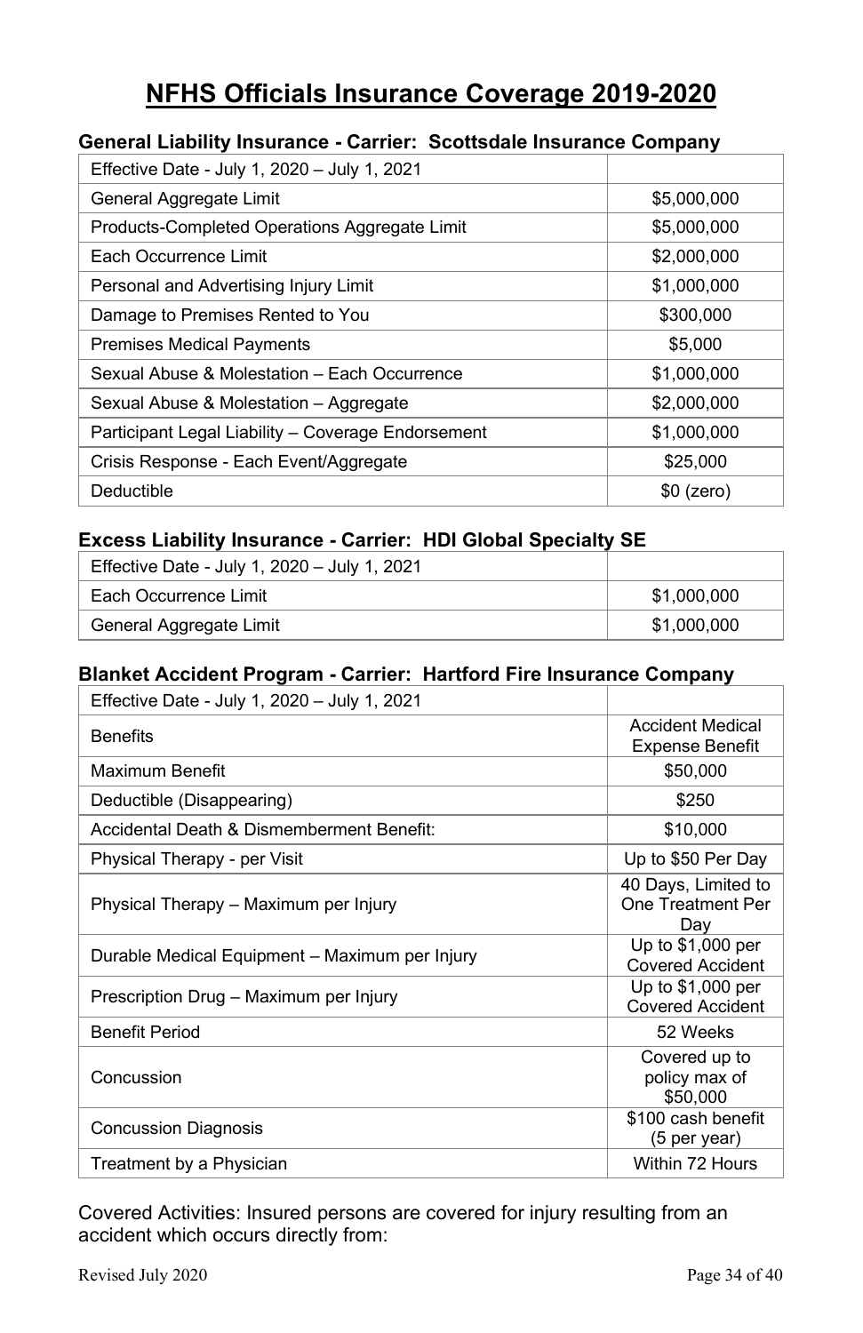# NFHS Officials Insurance Coverage 2019-2020

### General Liability Insurance - Carrier: Scottsdale Insurance Company

| Effective Date - July 1, 2020 – July 1, 2021 | |
|---|---|
| General Aggregate Limit | $5,000,000 |
| Products-Completed Operations Aggregate Limit | $5,000,000 |
| Each Occurrence Limit | $2,000,000 |
| Personal and Advertising Injury Limit | $1,000,000 |
| Damage to Premises Rented to You | $300,000 |
| Premises Medical Payments | $5,000 |
| Sexual Abuse & Molestation – Each Occurrence | $1,000,000 |
| Sexual Abuse & Molestation – Aggregate | $2,000,000 |
| Participant Legal Liability – Coverage Endorsement | $1,000,000 |
| Crisis Response - Each Event/Aggregate | $25,000 |
| Deductible | $0 (zero) |

### Excess Liability Insurance - Carrier: HDI Global Specialty SE

| Effective Date - July 1, 2020 – July 1, 2021 | |
|---|---|
| Each Occurrence Limit | $1,000,000 |
| General Aggregate Limit | $1,000,000 |

### Blanket Accident Program - Carrier: Hartford Fire Insurance Company

| Effective Date - July 1, 2020 – July 1, 2021 | |
|---|---|
| Benefits | Accident Medical Expense Benefit |
| Maximum Benefit | $50,000 |
| Deductible (Disappearing) | $250 |
| Accidental Death & Dismemberment Benefit: | $10,000 |
| Physical Therapy - per Visit | Up to $50 Per Day |
| Physical Therapy – Maximum per Injury | 40 Days, Limited to One Treatment Per Day |
| Durable Medical Equipment – Maximum per Injury | Up to $1,000 per Covered Accident |
| Prescription Drug – Maximum per Injury | Up to $1,000 per Covered Accident |
| Benefit Period | 52 Weeks |
| Concussion | Covered up to policy max of $50,000 |
| Concussion Diagnosis | $100 cash benefit (5 per year) |
| Treatment by a Physician | Within 72 Hours |

Covered Activities: Insured persons are covered for injury resulting from an accident which occurs directly from: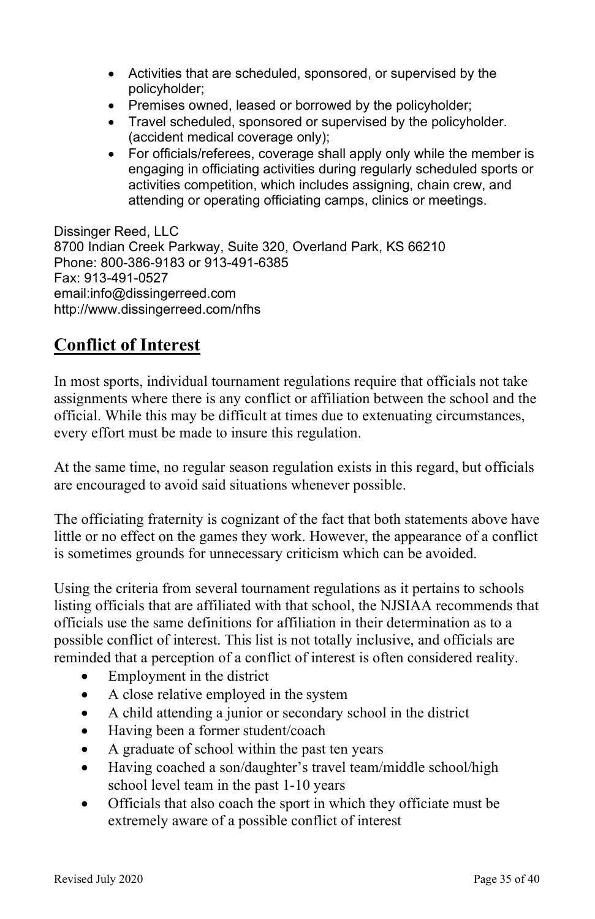- Activities that are scheduled, sponsored, or supervised by the policyholder;
- Premises owned, leased or borrowed by the policyholder;
- Travel scheduled, sponsored or supervised by the policyholder. (accident medical coverage only);
- For officials/referees, coverage shall apply only while the member is engaging in officiating activities during regularly scheduled sports or activities competition, which includes assigning, chain crew, and attending or operating officiating camps, clinics or meetings.

Dissinger Reed, LLC
8700 Indian Creek Parkway, Suite 320, Overland Park, KS 66210
Phone: 800-386-9183 or 913-491-6385
Fax: 913-491-0527
email:info@dissingerreed.com
http://www.dissingerreed.com/nfhs

## Conflict of Interest

In most sports, individual tournament regulations require that officials not take assignments where there is any conflict or affiliation between the school and the official. While this may be difficult at times due to extenuating circumstances, every effort must be made to insure this regulation.

At the same time, no regular season regulation exists in this regard, but officials are encouraged to avoid said situations whenever possible.

The officiating fraternity is cognizant of the fact that both statements above have little or no effect on the games they work. However, the appearance of a conflict is sometimes grounds for unnecessary criticism which can be avoided.

Using the criteria from several tournament regulations as it pertains to schools listing officials that are affiliated with that school, the NJSIAA recommends that officials use the same definitions for affiliation in their determination as to a possible conflict of interest. This list is not totally inclusive, and officials are reminded that a perception of a conflict of interest is often considered reality.

- Employment in the district
- A close relative employed in the system
- A child attending a junior or secondary school in the district
- Having been a former student/coach
- A graduate of school within the past ten years
- Having coached a son/daughter's travel team/middle school/high school level team in the past 1-10 years
- Officials that also coach the sport in which they officiate must be extremely aware of a possible conflict of interest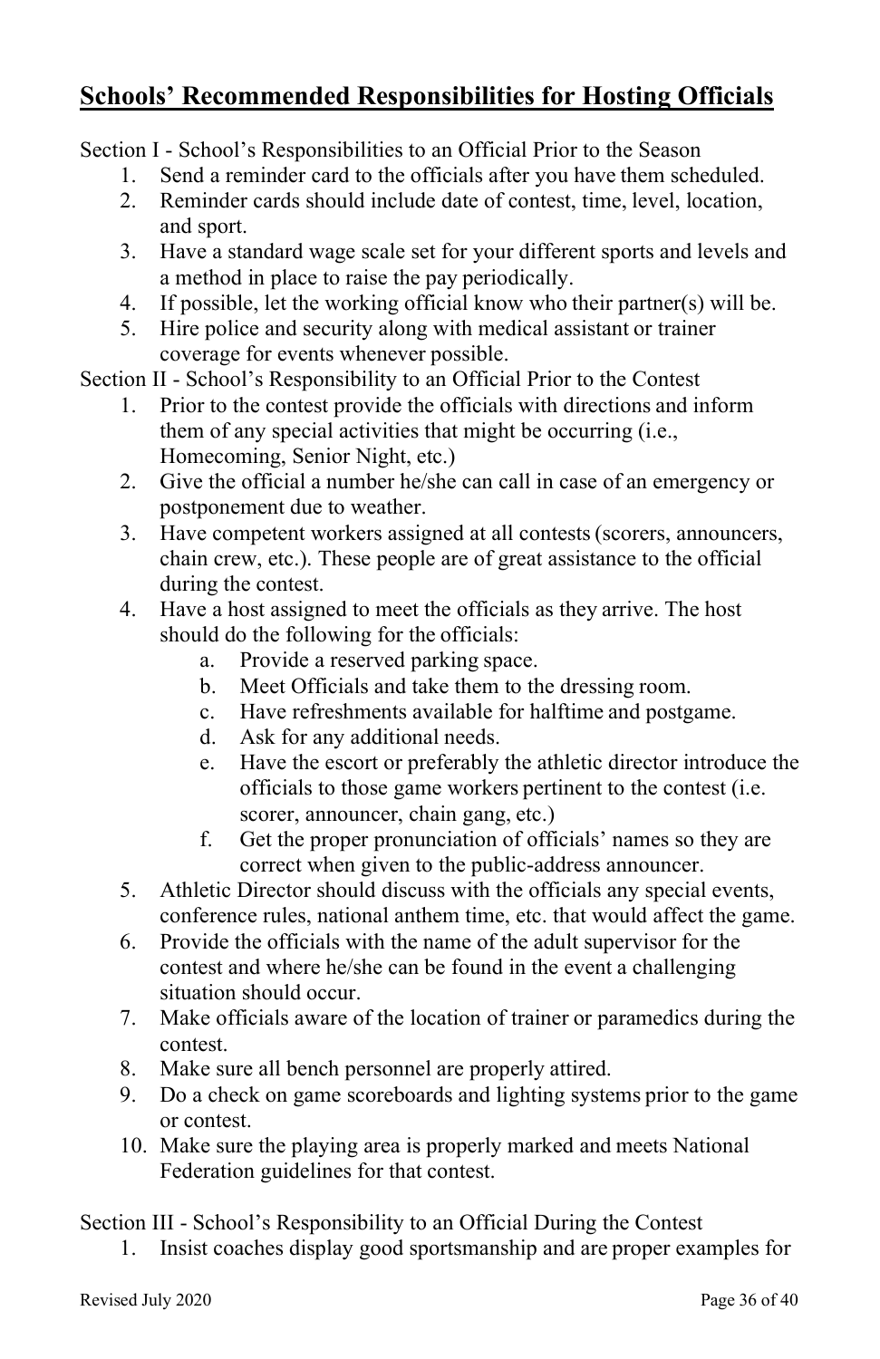## Schools' Recommended Responsibilities for Hosting Officials

Section I - School's Responsibilities to an Official Prior to the Season

1. Send a reminder card to the officials after you have them scheduled.
2. Reminder cards should include date of contest, time, level, location, and sport.
3. Have a standard wage scale set for your different sports and levels and a method in place to raise the pay periodically.
4. If possible, let the working official know who their partner(s) will be.
5. Hire police and security along with medical assistant or trainer coverage for events whenever possible.

Section II - School's Responsibility to an Official Prior to the Contest

1. Prior to the contest provide the officials with directions and inform them of any special activities that might be occurring (i.e., Homecoming, Senior Night, etc.)
2. Give the official a number he/she can call in case of an emergency or postponement due to weather.
3. Have competent workers assigned at all contests (scorers, announcers, chain crew, etc.). These people are of great assistance to the official during the contest.
4. Have a host assigned to meet the officials as they arrive. The host should do the following for the officials:
   a. Provide a reserved parking space.
   b. Meet Officials and take them to the dressing room.
   c. Have refreshments available for halftime and postgame.
   d. Ask for any additional needs.
   e. Have the escort or preferably the athletic director introduce the officials to those game workers pertinent to the contest (i.e. scorer, announcer, chain gang, etc.)
   f. Get the proper pronunciation of officials' names so they are correct when given to the public-address announcer.
5. Athletic Director should discuss with the officials any special events, conference rules, national anthem time, etc. that would affect the game.
6. Provide the officials with the name of the adult supervisor for the contest and where he/she can be found in the event a challenging situation should occur.
7. Make officials aware of the location of trainer or paramedics during the contest.
8. Make sure all bench personnel are properly attired.
9. Do a check on game scoreboards and lighting systems prior to the game or contest.
10. Make sure the playing area is properly marked and meets National Federation guidelines for that contest.

Section III - School's Responsibility to an Official During the Contest

1. Insist coaches display good sportsmanship and are proper examples for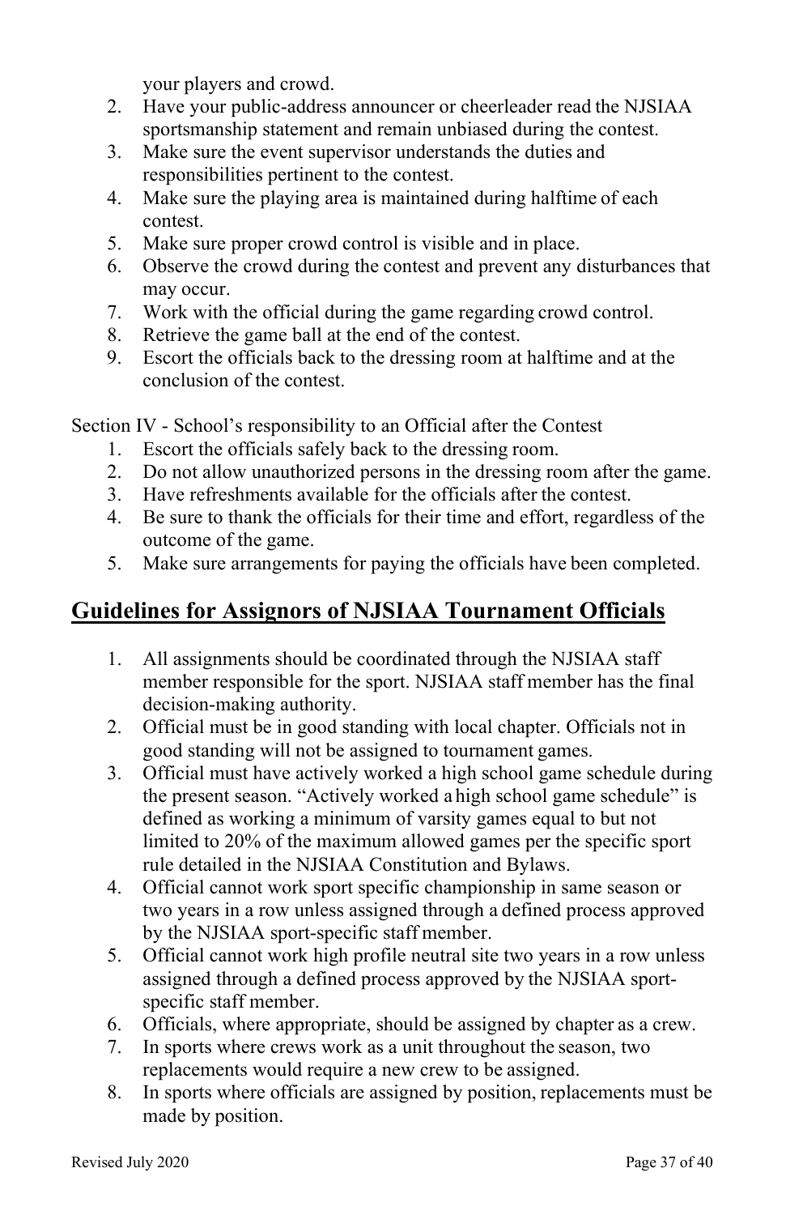your players and crowd.

2. Have your public-address announcer or cheerleader read the NJSIAA sportsmanship statement and remain unbiased during the contest.
3. Make sure the event supervisor understands the duties and responsibilities pertinent to the contest.
4. Make sure the playing area is maintained during halftime of each contest.
5. Make sure proper crowd control is visible and in place.
6. Observe the crowd during the contest and prevent any disturbances that may occur.
7. Work with the official during the game regarding crowd control.
8. Retrieve the game ball at the end of the contest.
9. Escort the officials back to the dressing room at halftime and at the conclusion of the contest.

Section IV - School's responsibility to an Official after the Contest

1. Escort the officials safely back to the dressing room.
2. Do not allow unauthorized persons in the dressing room after the game.
3. Have refreshments available for the officials after the contest.
4. Be sure to thank the officials for their time and effort, regardless of the outcome of the game.
5. Make sure arrangements for paying the officials have been completed.

## Guidelines for Assignors of NJSIAA Tournament Officials

1. All assignments should be coordinated through the NJSIAA staff member responsible for the sport. NJSIAA staff member has the final decision-making authority.
2. Official must be in good standing with local chapter. Officials not in good standing will not be assigned to tournament games.
3. Official must have actively worked a high school game schedule during the present season. "Actively worked a high school game schedule" is defined as working a minimum of varsity games equal to but not limited to 20% of the maximum allowed games per the specific sport rule detailed in the NJSIAA Constitution and Bylaws.
4. Official cannot work sport specific championship in same season or two years in a row unless assigned through a defined process approved by the NJSIAA sport-specific staff member.
5. Official cannot work high profile neutral site two years in a row unless assigned through a defined process approved by the NJSIAA sport-specific staff member.
6. Officials, where appropriate, should be assigned by chapter as a crew.
7. In sports where crews work as a unit throughout the season, two replacements would require a new crew to be assigned.
8. In sports where officials are assigned by position, replacements must be made by position.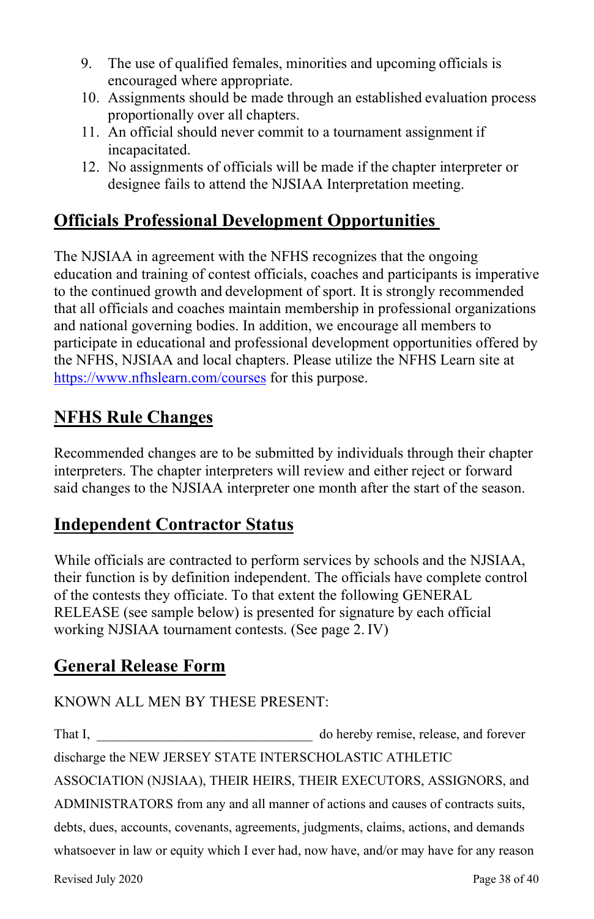9. The use of qualified females, minorities and upcoming officials is encouraged where appropriate.
10. Assignments should be made through an established evaluation process proportionally over all chapters.
11. An official should never commit to a tournament assignment if incapacitated.
12. No assignments of officials will be made if the chapter interpreter or designee fails to attend the NJSIAA Interpretation meeting.

## Officials Professional Development Opportunities

The NJSIAA in agreement with the NFHS recognizes that the ongoing education and training of contest officials, coaches and participants is imperative to the continued growth and development of sport. It is strongly recommended that all officials and coaches maintain membership in professional organizations and national governing bodies. In addition, we encourage all members to participate in educational and professional development opportunities offered by the NFHS, NJSIAA and local chapters. Please utilize the NFHS Learn site at https://www.nfhslearn.com/courses for this purpose.

## NFHS Rule Changes

Recommended changes are to be submitted by individuals through their chapter interpreters. The chapter interpreters will review and either reject or forward said changes to the NJSIAA interpreter one month after the start of the season.

## Independent Contractor Status

While officials are contracted to perform services by schools and the NJSIAA, their function is by definition independent. The officials have complete control of the contests they officiate. To that extent the following GENERAL RELEASE (see sample below) is presented for signature by each official working NJSIAA tournament contests. (See page 2. IV)

## General Release Form

KNOWN ALL MEN BY THESE PRESENT:

That I, ________________________________ do hereby remise, release, and forever discharge the NEW JERSEY STATE INTERSCHOLASTIC ATHLETIC ASSOCIATION (NJSIAA), THEIR HEIRS, THEIR EXECUTORS, ASSIGNORS, and ADMINISTRATORS from any and all manner of actions and causes of contracts suits, debts, dues, accounts, covenants, agreements, judgments, claims, actions, and demands whatsoever in law or equity which I ever had, now have, and/or may have for any reason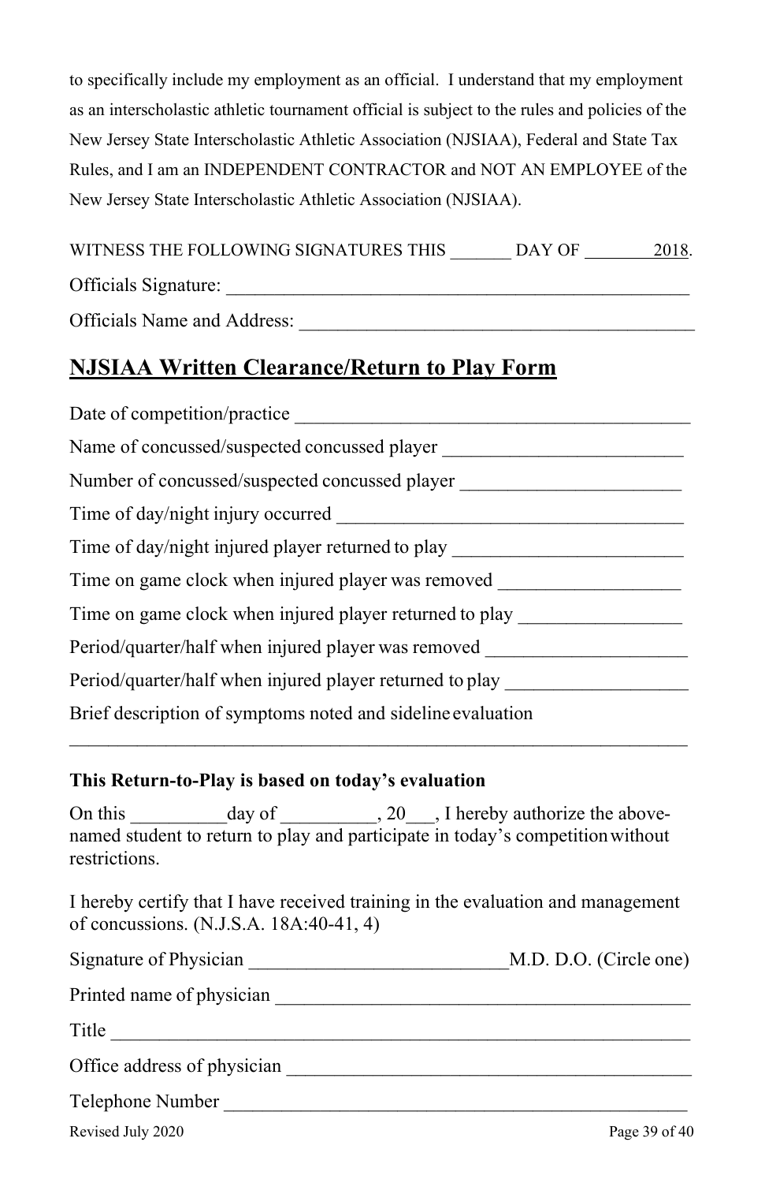to specifically include my employment as an official. I understand that my employment as an interscholastic athletic tournament official is subject to the rules and policies of the New Jersey State Interscholastic Athletic Association (NJSIAA), Federal and State Tax Rules, and I am an INDEPENDENT CONTRACTOR and NOT AN EMPLOYEE of the New Jersey State Interscholastic Athletic Association (NJSIAA).

WITNESS THE FOLLOWING SIGNATURES THIS _______ DAY OF ________2018.

Officials Signature: ___________________________________________________

Officials Name and Address: ____________________________________________

## NJSIAA Written Clearance/Return to Play Form

Date of competition/practice ____________________________________________

Name of concussed/suspected concussed player _________________________

Number of concussed/suspected concussed player _______________________

Time of day/night injury occurred _____________________________________

Time of day/night injured player returned to play ________________________

Time on game clock when injured player was removed ___________________

Time on game clock when injured player returned to play _________________

Period/quarter/half when injured player was removed _____________________

Period/quarter/half when injured player returned to play ___________________

Brief description of symptoms noted and sideline evaluation

_________________________________________________________________

**This Return-to-Play is based on today's evaluation**

On this __________day of __________, 20___, I hereby authorize the above-named student to return to play and participate in today's competition without restrictions.

I hereby certify that I have received training in the evaluation and management of concussions. (N.J.S.A. 18A:40-41, 4)

Signature of Physician ___________________________M.D. D.O. (Circle one)

Printed name of physician ____________________________________________

Title _____________________________________________________________

Office address of physician ___________________________________________

Telephone Number _________________________________________________

Revised July 2020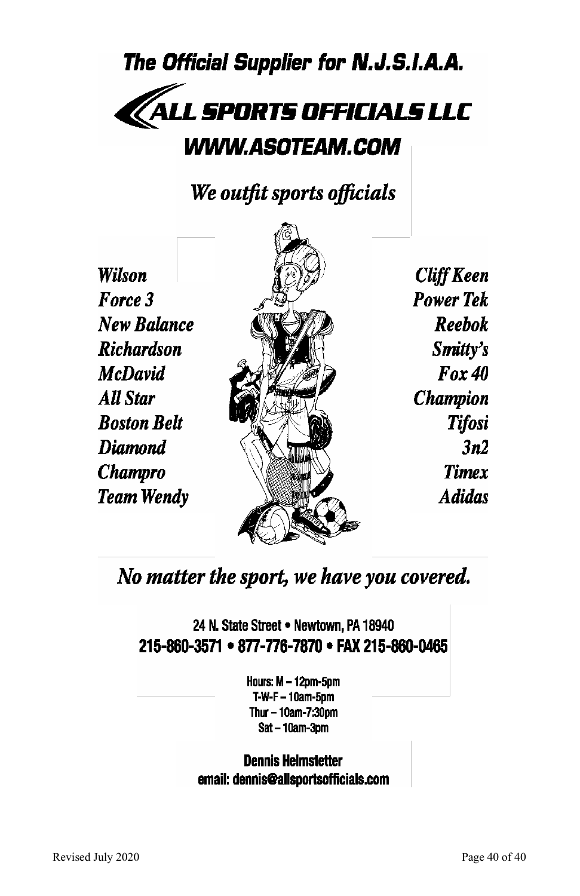## The Official Supplier for N.J.S.I.A.A.

# ALL SPORTS OFFICIALS LLC

## WWW.ASOTEAM.COM

*We outfit sports officials*

*Wilson*
*Force 3*
*New Balance*
*Richardson*
*McDavid*
*All Star*
*Boston Belt*
*Diamond*
*Champro*
*Team Wendy*

*Cliff Keen*
*Power Tek*
*Reebok*
*Smitty's*
*Fox 40*
*Champion*
*Tifosi*
*3n2*
*Timex*
*Adidas*

*No matter the sport, we have you covered.*

24 N. State Street • Newtown, PA 18940
**215-860-3571 • 877-776-7870 • FAX 215-860-0465**

Hours: M – 12pm-5pm
T-W-F – 10am-5pm
Thur – 10am-7:30pm
Sat – 10am-3pm

**Dennis Helmstetter**
**email: dennis@allsportsofficials.com**